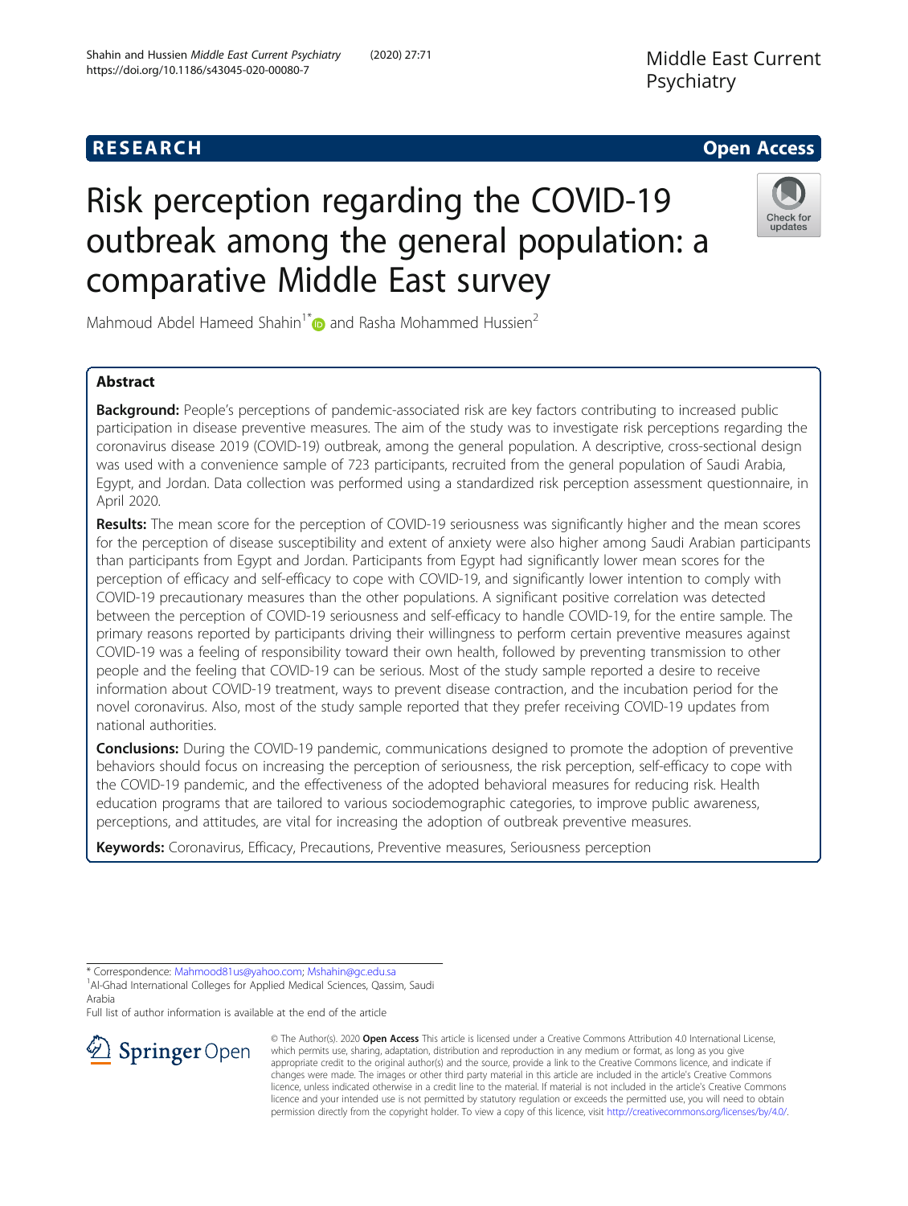RESEARCH Open Access

# Risk perception regarding the COVID-19 outbreak among the general population: a comparative Middle East survey

Mahmoud Abdel Hameed Shahin[1*] and Rasha Mohammed Hussien[2]

## Abstract

**Background:** People's perceptions of pandemic-associated risk are key factors contributing to increased public participation in disease preventive measures. The aim of the study was to investigate risk perceptions regarding the coronavirus disease 2019 (COVID-19) outbreak, among the general population. A descriptive, cross-sectional design was used with a convenience sample of 723 participants, recruited from the general population of Saudi Arabia, Egypt, and Jordan. Data collection was performed using a standardized risk perception assessment questionnaire, in April 2020.

**Results:** The mean score for the perception of COVID-19 seriousness was significantly higher and the mean scores for the perception of disease susceptibility and extent of anxiety were also higher among Saudi Arabian participants than participants from Egypt and Jordan. Participants from Egypt had significantly lower mean scores for the perception of efficacy and self-efficacy to cope with COVID-19, and significantly lower intention to comply with COVID-19 precautionary measures than the other populations. A significant positive correlation was detected between the perception of COVID-19 seriousness and self-efficacy to handle COVID-19, for the entire sample. The primary reasons reported by participants driving their willingness to perform certain preventive measures against COVID-19 was a feeling of responsibility toward their own health, followed by preventing transmission to other people and the feeling that COVID-19 can be serious. Most of the study sample reported a desire to receive information about COVID-19 treatment, ways to prevent disease contraction, and the incubation period for the novel coronavirus. Also, most of the study sample reported that they prefer receiving COVID-19 updates from national authorities.

**Conclusions:** During the COVID-19 pandemic, communications designed to promote the adoption of preventive behaviors should focus on increasing the perception of seriousness, the risk perception, self-efficacy to cope with the COVID-19 pandemic, and the effectiveness of the adopted behavioral measures for reducing risk. Health education programs that are tailored to various sociodemographic categories, to improve public awareness, perceptions, and attitudes, are vital for increasing the adoption of outbreak preventive measures.

**Keywords:** Coronavirus, Efficacy, Precautions, Preventive measures, Seriousness perception

---

* Correspondence: Mahmood81us@yahoo.com; Mshahin@gc.edu.sa
[1] Al-Ghad International Colleges for Applied Medical Sciences, Qassim, Saudi Arabia
Full list of author information is available at the end of the article

© The Author(s). 2020 **Open Access** This article is licensed under a Creative Commons Attribution 4.0 International License, which permits use, sharing, adaptation, distribution and reproduction in any medium or format, as long as you give appropriate credit to the original author(s) and the source, provide a link to the Creative Commons licence, and indicate if changes were made. The images or other third party material in this article are included in the article's Creative Commons licence, unless indicated otherwise in a credit line to the material. If material is not included in the article's Creative Commons licence and your intended use is not permitted by statutory regulation or exceeds the permitted use, you will need to obtain permission directly from the copyright holder. To view a copy of this licence, visit http://creativecommons.org/licenses/by/4.0/.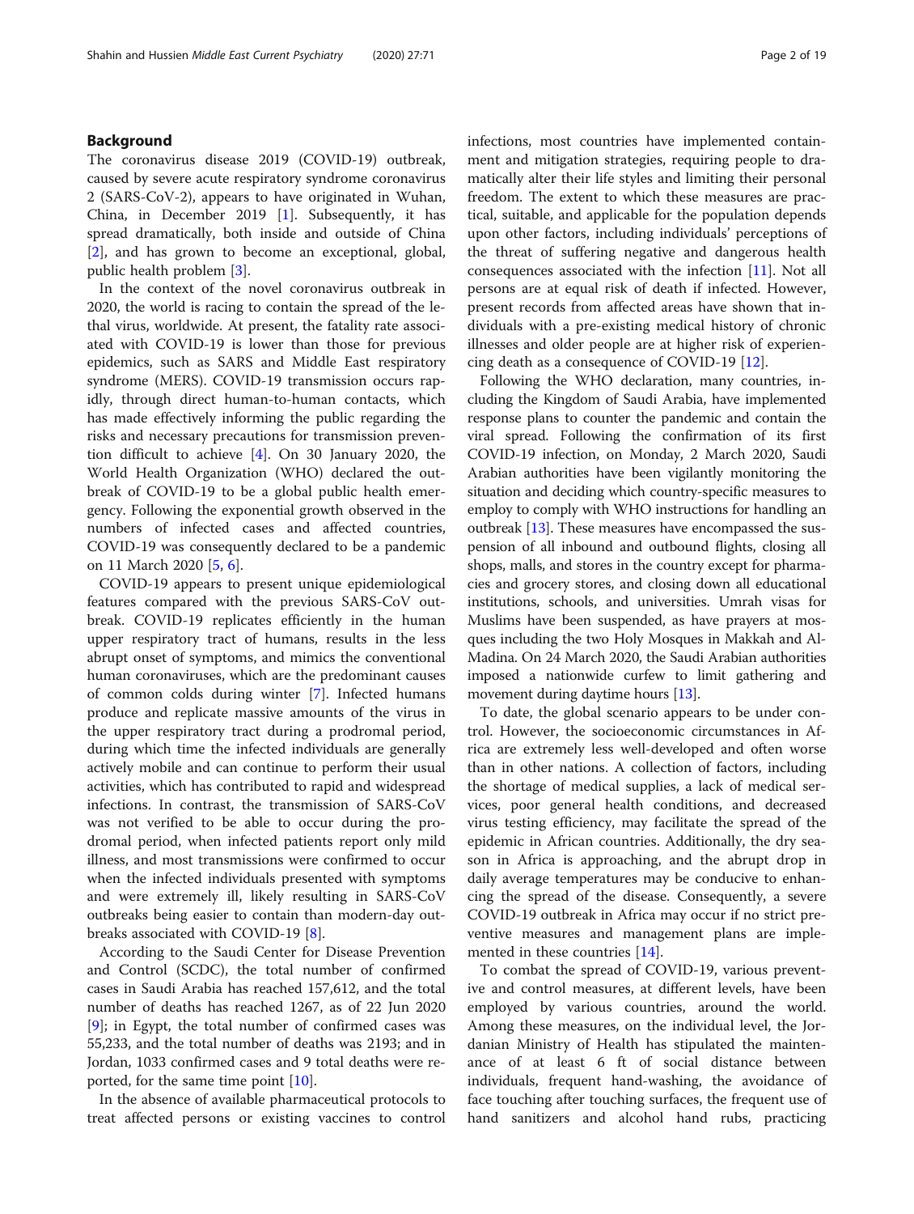## Background

The coronavirus disease 2019 (COVID-19) outbreak, caused by severe acute respiratory syndrome coronavirus 2 (SARS-CoV-2), appears to have originated in Wuhan, China, in December 2019 [1]. Subsequently, it has spread dramatically, both inside and outside of China [2], and has grown to become an exceptional, global, public health problem [3].

In the context of the novel coronavirus outbreak in 2020, the world is racing to contain the spread of the lethal virus, worldwide. At present, the fatality rate associated with COVID-19 is lower than those for previous epidemics, such as SARS and Middle East respiratory syndrome (MERS). COVID-19 transmission occurs rapidly, through direct human-to-human contacts, which has made effectively informing the public regarding the risks and necessary precautions for transmission prevention difficult to achieve [4]. On 30 January 2020, the World Health Organization (WHO) declared the outbreak of COVID-19 to be a global public health emergency. Following the exponential growth observed in the numbers of infected cases and affected countries, COVID-19 was consequently declared to be a pandemic on 11 March 2020 [5, 6].

COVID-19 appears to present unique epidemiological features compared with the previous SARS-CoV outbreak. COVID-19 replicates efficiently in the human upper respiratory tract of humans, results in the less abrupt onset of symptoms, and mimics the conventional human coronaviruses, which are the predominant causes of common colds during winter [7]. Infected humans produce and replicate massive amounts of the virus in the upper respiratory tract during a prodromal period, during which time the infected individuals are generally actively mobile and can continue to perform their usual activities, which has contributed to rapid and widespread infections. In contrast, the transmission of SARS-CoV was not verified to be able to occur during the prodromal period, when infected patients report only mild illness, and most transmissions were confirmed to occur when the infected individuals presented with symptoms and were extremely ill, likely resulting in SARS-CoV outbreaks being easier to contain than modern-day outbreaks associated with COVID-19 [8].

According to the Saudi Center for Disease Prevention and Control (SCDC), the total number of confirmed cases in Saudi Arabia has reached 157,612, and the total number of deaths has reached 1267, as of 22 Jun 2020 [9]; in Egypt, the total number of confirmed cases was 55,233, and the total number of deaths was 2193; and in Jordan, 1033 confirmed cases and 9 total deaths were reported, for the same time point [10].

In the absence of available pharmaceutical protocols to treat affected persons or existing vaccines to control infections, most countries have implemented containment and mitigation strategies, requiring people to dramatically alter their life styles and limiting their personal freedom. The extent to which these measures are practical, suitable, and applicable for the population depends upon other factors, including individuals' perceptions of the threat of suffering negative and dangerous health consequences associated with the infection [11]. Not all persons are at equal risk of death if infected. However, present records from affected areas have shown that individuals with a pre-existing medical history of chronic illnesses and older people are at higher risk of experiencing death as a consequence of COVID-19 [12].

Following the WHO declaration, many countries, including the Kingdom of Saudi Arabia, have implemented response plans to counter the pandemic and contain the viral spread. Following the confirmation of its first COVID-19 infection, on Monday, 2 March 2020, Saudi Arabian authorities have been vigilantly monitoring the situation and deciding which country-specific measures to employ to comply with WHO instructions for handling an outbreak [13]. These measures have encompassed the suspension of all inbound and outbound flights, closing all shops, malls, and stores in the country except for pharmacies and grocery stores, and closing down all educational institutions, schools, and universities. Umrah visas for Muslims have been suspended, as have prayers at mosques including the two Holy Mosques in Makkah and Al-Madina. On 24 March 2020, the Saudi Arabian authorities imposed a nationwide curfew to limit gathering and movement during daytime hours [13].

To date, the global scenario appears to be under control. However, the socioeconomic circumstances in Africa are extremely less well-developed and often worse than in other nations. A collection of factors, including the shortage of medical supplies, a lack of medical services, poor general health conditions, and decreased virus testing efficiency, may facilitate the spread of the epidemic in African countries. Additionally, the dry season in Africa is approaching, and the abrupt drop in daily average temperatures may be conducive to enhancing the spread of the disease. Consequently, a severe COVID-19 outbreak in Africa may occur if no strict preventive measures and management plans are implemented in these countries [14].

To combat the spread of COVID-19, various preventive and control measures, at different levels, have been employed by various countries, around the world. Among these measures, on the individual level, the Jordanian Ministry of Health has stipulated the maintenance of at least 6 ft of social distance between individuals, frequent hand-washing, the avoidance of face touching after touching surfaces, the frequent use of hand sanitizers and alcohol hand rubs, practicing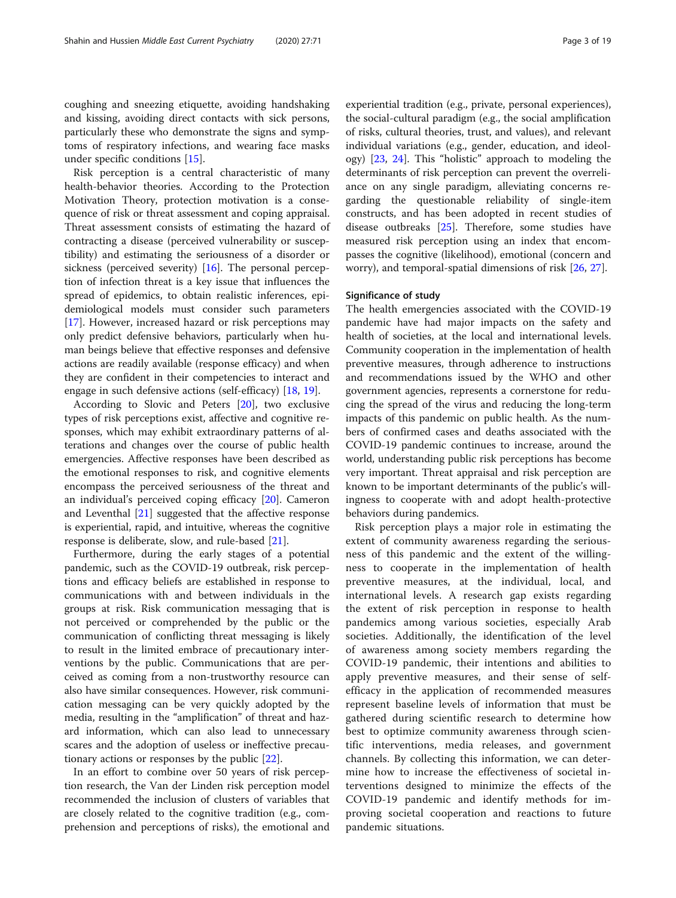coughing and sneezing etiquette, avoiding handshaking and kissing, avoiding direct contacts with sick persons, particularly these who demonstrate the signs and symptoms of respiratory infections, and wearing face masks under specific conditions [15].

Risk perception is a central characteristic of many health-behavior theories. According to the Protection Motivation Theory, protection motivation is a consequence of risk or threat assessment and coping appraisal. Threat assessment consists of estimating the hazard of contracting a disease (perceived vulnerability or susceptibility) and estimating the seriousness of a disorder or sickness (perceived severity) [16]. The personal perception of infection threat is a key issue that influences the spread of epidemics, to obtain realistic inferences, epidemiological models must consider such parameters [17]. However, increased hazard or risk perceptions may only predict defensive behaviors, particularly when human beings believe that effective responses and defensive actions are readily available (response efficacy) and when they are confident in their competencies to interact and engage in such defensive actions (self-efficacy) [18, 19].

According to Slovic and Peters [20], two exclusive types of risk perceptions exist, affective and cognitive responses, which may exhibit extraordinary patterns of alterations and changes over the course of public health emergencies. Affective responses have been described as the emotional responses to risk, and cognitive elements encompass the perceived seriousness of the threat and an individual's perceived coping efficacy [20]. Cameron and Leventhal [21] suggested that the affective response is experiential, rapid, and intuitive, whereas the cognitive response is deliberate, slow, and rule-based [21].

Furthermore, during the early stages of a potential pandemic, such as the COVID-19 outbreak, risk perceptions and efficacy beliefs are established in response to communications with and between individuals in the groups at risk. Risk communication messaging that is not perceived or comprehended by the public or the communication of conflicting threat messaging is likely to result in the limited embrace of precautionary interventions by the public. Communications that are perceived as coming from a non-trustworthy resource can also have similar consequences. However, risk communication messaging can be very quickly adopted by the media, resulting in the "amplification" of threat and hazard information, which can also lead to unnecessary scares and the adoption of useless or ineffective precautionary actions or responses by the public [22].

In an effort to combine over 50 years of risk perception research, the Van der Linden risk perception model recommended the inclusion of clusters of variables that are closely related to the cognitive tradition (e.g., comprehension and perceptions of risks), the emotional and experiential tradition (e.g., private, personal experiences), the social-cultural paradigm (e.g., the social amplification of risks, cultural theories, trust, and values), and relevant individual variations (e.g., gender, education, and ideology) [23, 24]. This "holistic" approach to modeling the determinants of risk perception can prevent the overreliance on any single paradigm, alleviating concerns regarding the questionable reliability of single-item constructs, and has been adopted in recent studies of disease outbreaks [25]. Therefore, some studies have measured risk perception using an index that encompasses the cognitive (likelihood), emotional (concern and worry), and temporal-spatial dimensions of risk [26, 27].

### Significance of study

The health emergencies associated with the COVID-19 pandemic have had major impacts on the safety and health of societies, at the local and international levels. Community cooperation in the implementation of health preventive measures, through adherence to instructions and recommendations issued by the WHO and other government agencies, represents a cornerstone for reducing the spread of the virus and reducing the long-term impacts of this pandemic on public health. As the numbers of confirmed cases and deaths associated with the COVID-19 pandemic continues to increase, around the world, understanding public risk perceptions has become very important. Threat appraisal and risk perception are known to be important determinants of the public's willingness to cooperate with and adopt health-protective behaviors during pandemics.

Risk perception plays a major role in estimating the extent of community awareness regarding the seriousness of this pandemic and the extent of the willingness to cooperate in the implementation of health preventive measures, at the individual, local, and international levels. A research gap exists regarding the extent of risk perception in response to health pandemics among various societies, especially Arab societies. Additionally, the identification of the level of awareness among society members regarding the COVID-19 pandemic, their intentions and abilities to apply preventive measures, and their sense of self-efficacy in the application of recommended measures represent baseline levels of information that must be gathered during scientific research to determine how best to optimize community awareness through scientific interventions, media releases, and government channels. By collecting this information, we can determine how to increase the effectiveness of societal interventions designed to minimize the effects of the COVID-19 pandemic and identify methods for improving societal cooperation and reactions to future pandemic situations.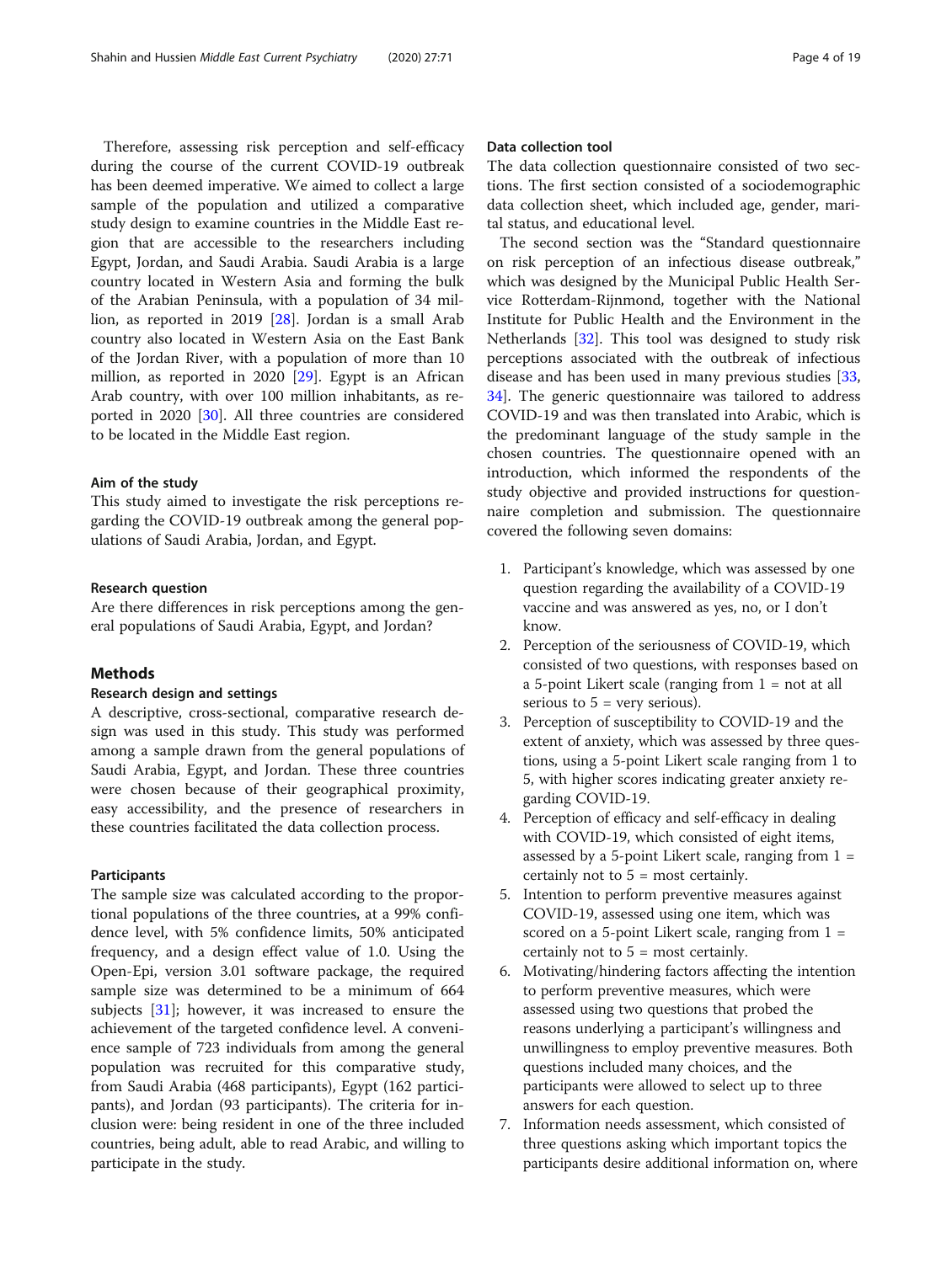Therefore, assessing risk perception and self-efficacy during the course of the current COVID-19 outbreak has been deemed imperative. We aimed to collect a large sample of the population and utilized a comparative study design to examine countries in the Middle East region that are accessible to the researchers including Egypt, Jordan, and Saudi Arabia. Saudi Arabia is a large country located in Western Asia and forming the bulk of the Arabian Peninsula, with a population of 34 million, as reported in 2019 [28]. Jordan is a small Arab country also located in Western Asia on the East Bank of the Jordan River, with a population of more than 10 million, as reported in 2020 [29]. Egypt is an African Arab country, with over 100 million inhabitants, as reported in 2020 [30]. All three countries are considered to be located in the Middle East region.

### Aim of the study

This study aimed to investigate the risk perceptions regarding the COVID-19 outbreak among the general populations of Saudi Arabia, Jordan, and Egypt.

### Research question

Are there differences in risk perceptions among the general populations of Saudi Arabia, Egypt, and Jordan?

## Methods

### Research design and settings

A descriptive, cross-sectional, comparative research design was used in this study. This study was performed among a sample drawn from the general populations of Saudi Arabia, Egypt, and Jordan. These three countries were chosen because of their geographical proximity, easy accessibility, and the presence of researchers in these countries facilitated the data collection process.

### Participants

The sample size was calculated according to the proportional populations of the three countries, at a 99% confidence level, with 5% confidence limits, 50% anticipated frequency, and a design effect value of 1.0. Using the Open-Epi, version 3.01 software package, the required sample size was determined to be a minimum of 664 subjects [31]; however, it was increased to ensure the achievement of the targeted confidence level. A convenience sample of 723 individuals from among the general population was recruited for this comparative study, from Saudi Arabia (468 participants), Egypt (162 participants), and Jordan (93 participants). The criteria for inclusion were: being resident in one of the three included countries, being adult, able to read Arabic, and willing to participate in the study.

### Data collection tool

The data collection questionnaire consisted of two sections. The first section consisted of a sociodemographic data collection sheet, which included age, gender, marital status, and educational level.

The second section was the "Standard questionnaire on risk perception of an infectious disease outbreak," which was designed by the Municipal Public Health Service Rotterdam-Rijnmond, together with the National Institute for Public Health and the Environment in the Netherlands [32]. This tool was designed to study risk perceptions associated with the outbreak of infectious disease and has been used in many previous studies [33, 34]. The generic questionnaire was tailored to address COVID-19 and was then translated into Arabic, which is the predominant language of the study sample in the chosen countries. The questionnaire opened with an introduction, which informed the respondents of the study objective and provided instructions for questionnaire completion and submission. The questionnaire covered the following seven domains:

1. Participant's knowledge, which was assessed by one question regarding the availability of a COVID-19 vaccine and was answered as yes, no, or I don't know.
2. Perception of the seriousness of COVID-19, which consisted of two questions, with responses based on a 5-point Likert scale (ranging from 1 = not at all serious to 5 = very serious).
3. Perception of susceptibility to COVID-19 and the extent of anxiety, which was assessed by three questions, using a 5-point Likert scale ranging from 1 to 5, with higher scores indicating greater anxiety regarding COVID-19.
4. Perception of efficacy and self-efficacy in dealing with COVID-19, which consisted of eight items, assessed by a 5-point Likert scale, ranging from 1 = certainly not to 5 = most certainly.
5. Intention to perform preventive measures against COVID-19, assessed using one item, which was scored on a 5-point Likert scale, ranging from 1 = certainly not to 5 = most certainly.
6. Motivating/hindering factors affecting the intention to perform preventive measures, which were assessed using two questions that probed the reasons underlying a participant's willingness and unwillingness to employ preventive measures. Both questions included many choices, and the participants were allowed to select up to three answers for each question.
7. Information needs assessment, which consisted of three questions asking which important topics the participants desire additional information on, where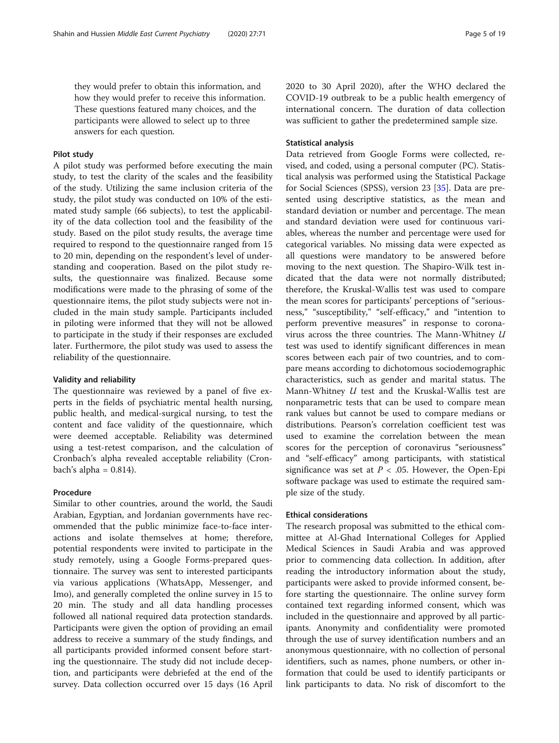they would prefer to obtain this information, and how they would prefer to receive this information. These questions featured many choices, and the participants were allowed to select up to three answers for each question.

### Pilot study

A pilot study was performed before executing the main study, to test the clarity of the scales and the feasibility of the study. Utilizing the same inclusion criteria of the study, the pilot study was conducted on 10% of the estimated study sample (66 subjects), to test the applicability of the data collection tool and the feasibility of the study. Based on the pilot study results, the average time required to respond to the questionnaire ranged from 15 to 20 min, depending on the respondent's level of understanding and cooperation. Based on the pilot study results, the questionnaire was finalized. Because some modifications were made to the phrasing of some of the questionnaire items, the pilot study subjects were not included in the main study sample. Participants included in piloting were informed that they will not be allowed to participate in the study if their responses are excluded later. Furthermore, the pilot study was used to assess the reliability of the questionnaire.

### Validity and reliability

The questionnaire was reviewed by a panel of five experts in the fields of psychiatric mental health nursing, public health, and medical-surgical nursing, to test the content and face validity of the questionnaire, which were deemed acceptable. Reliability was determined using a test-retest comparison, and the calculation of Cronbach's alpha revealed acceptable reliability (Cronbach's alpha = 0.814).

### Procedure

Similar to other countries, around the world, the Saudi Arabian, Egyptian, and Jordanian governments have recommended that the public minimize face-to-face interactions and isolate themselves at home; therefore, potential respondents were invited to participate in the study remotely, using a Google Forms-prepared questionnaire. The survey was sent to interested participants via various applications (WhatsApp, Messenger, and Imo), and generally completed the online survey in 15 to 20 min. The study and all data handling processes followed all national required data protection standards. Participants were given the option of providing an email address to receive a summary of the study findings, and all participants provided informed consent before starting the questionnaire. The study did not include deception, and participants were debriefed at the end of the survey. Data collection occurred over 15 days (16 April 2020 to 30 April 2020), after the WHO declared the COVID-19 outbreak to be a public health emergency of international concern. The duration of data collection was sufficient to gather the predetermined sample size.

### Statistical analysis

Data retrieved from Google Forms were collected, revised, and coded, using a personal computer (PC). Statistical analysis was performed using the Statistical Package for Social Sciences (SPSS), version 23 [35]. Data are presented using descriptive statistics, as the mean and standard deviation or number and percentage. The mean and standard deviation were used for continuous variables, whereas the number and percentage were used for categorical variables. No missing data were expected as all questions were mandatory to be answered before moving to the next question. The Shapiro-Wilk test indicated that the data were not normally distributed; therefore, the Kruskal-Wallis test was used to compare the mean scores for participants' perceptions of "seriousness," "susceptibility," "self-efficacy," and "intention to perform preventive measures" in response to coronavirus across the three countries. The Mann-Whitney *U* test was used to identify significant differences in mean scores between each pair of two countries, and to compare means according to dichotomous sociodemographic characteristics, such as gender and marital status. The Mann-Whitney *U* test and the Kruskal-Wallis test are nonparametric tests that can be used to compare mean rank values but cannot be used to compare medians or distributions. Pearson's correlation coefficient test was used to examine the correlation between the mean scores for the perception of coronavirus "seriousness" and "self-efficacy" among participants, with statistical significance was set at $P < .05$. However, the Open-Epi software package was used to estimate the required sample size of the study.

### Ethical considerations

The research proposal was submitted to the ethical committee at Al-Ghad International Colleges for Applied Medical Sciences in Saudi Arabia and was approved prior to commencing data collection. In addition, after reading the introductory information about the study, participants were asked to provide informed consent, before starting the questionnaire. The online survey form contained text regarding informed consent, which was included in the questionnaire and approved by all participants. Anonymity and confidentiality were promoted through the use of survey identification numbers and an anonymous questionnaire, with no collection of personal identifiers, such as names, phone numbers, or other information that could be used to identify participants or link participants to data. No risk of discomfort to the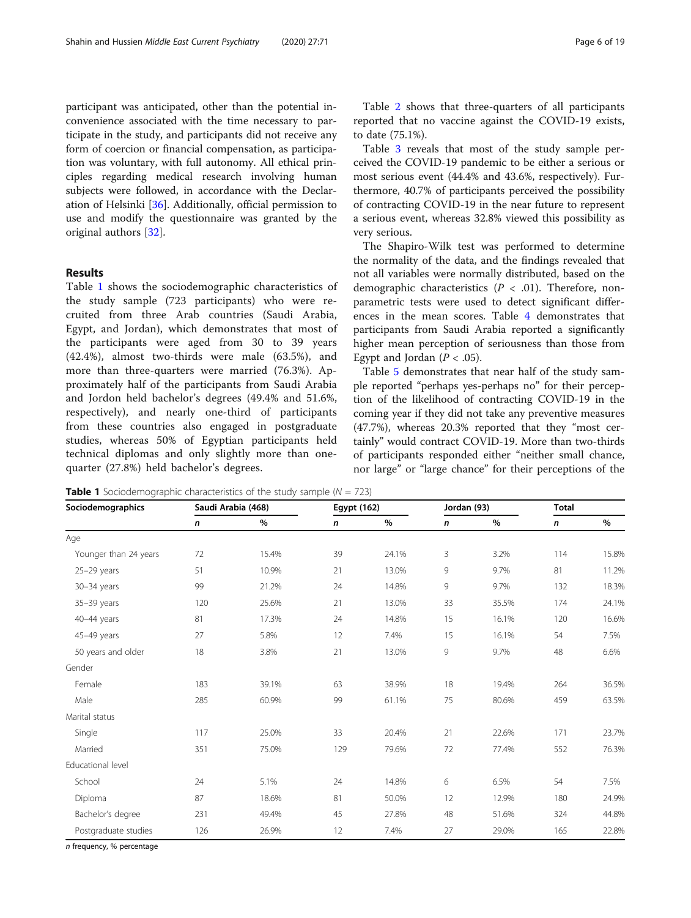participant was anticipated, other than the potential inconvenience associated with the time necessary to participate in the study, and participants did not receive any form of coercion or financial compensation, as participation was voluntary, with full autonomy. All ethical principles regarding medical research involving human subjects were followed, in accordance with the Declaration of Helsinki [36]. Additionally, official permission to use and modify the questionnaire was granted by the original authors [32].

## Results

Table 1 shows the sociodemographic characteristics of the study sample (723 participants) who were recruited from three Arab countries (Saudi Arabia, Egypt, and Jordan), which demonstrates that most of the participants were aged from 30 to 39 years (42.4%), almost two-thirds were male (63.5%), and more than three-quarters were married (76.3%). Approximately half of the participants from Saudi Arabia and Jordon held bachelor's degrees (49.4% and 51.6%, respectively), and nearly one-third of participants from these countries also engaged in postgraduate studies, whereas 50% of Egyptian participants held technical diplomas and only slightly more than one-quarter (27.8%) held bachelor's degrees.

Table 2 shows that three-quarters of all participants reported that no vaccine against the COVID-19 exists, to date (75.1%).

Table 3 reveals that most of the study sample perceived the COVID-19 pandemic to be either a serious or most serious event (44.4% and 43.6%, respectively). Furthermore, 40.7% of participants perceived the possibility of contracting COVID-19 in the near future to represent a serious event, whereas 32.8% viewed this possibility as very serious.

The Shapiro-Wilk test was performed to determine the normality of the data, and the findings revealed that not all variables were normally distributed, based on the demographic characteristics ($P < .01$). Therefore, nonparametric tests were used to detect significant differences in the mean scores. Table 4 demonstrates that participants from Saudi Arabia reported a significantly higher mean perception of seriousness than those from Egypt and Jordan ($P < .05$).

Table 5 demonstrates that near half of the study sample reported "perhaps yes-perhaps no" for their perception of the likelihood of contracting COVID-19 in the coming year if they did not take any preventive measures (47.7%), whereas 20.3% reported that they "most certainly" would contract COVID-19. More than two-thirds of participants responded either "neither small chance, nor large" or "large chance" for their perceptions of the

**Table 1** Sociodemographic characteristics of the study sample ($N$ = 723)

| Sociodemographics | Saudi Arabia (468) | | Egypt (162) | | Jordan (93) | | Total | |
|---|---|---|---|---|---|---|---|---|
| | *n* | % | *n* | % | *n* | % | *n* | % |
| Age | | | | | | | | |
| Younger than 24 years | 72 | 15.4% | 39 | 24.1% | 3 | 3.2% | 114 | 15.8% |
| 25–29 years | 51 | 10.9% | 21 | 13.0% | 9 | 9.7% | 81 | 11.2% |
| 30–34 years | 99 | 21.2% | 24 | 14.8% | 9 | 9.7% | 132 | 18.3% |
| 35–39 years | 120 | 25.6% | 21 | 13.0% | 33 | 35.5% | 174 | 24.1% |
| 40–44 years | 81 | 17.3% | 24 | 14.8% | 15 | 16.1% | 120 | 16.6% |
| 45–49 years | 27 | 5.8% | 12 | 7.4% | 15 | 16.1% | 54 | 7.5% |
| 50 years and older | 18 | 3.8% | 21 | 13.0% | 9 | 9.7% | 48 | 6.6% |
| Gender | | | | | | | | |
| Female | 183 | 39.1% | 63 | 38.9% | 18 | 19.4% | 264 | 36.5% |
| Male | 285 | 60.9% | 99 | 61.1% | 75 | 80.6% | 459 | 63.5% |
| Marital status | | | | | | | | |
| Single | 117 | 25.0% | 33 | 20.4% | 21 | 22.6% | 171 | 23.7% |
| Married | 351 | 75.0% | 129 | 79.6% | 72 | 77.4% | 552 | 76.3% |
| Educational level | | | | | | | | |
| School | 24 | 5.1% | 24 | 14.8% | 6 | 6.5% | 54 | 7.5% |
| Diploma | 87 | 18.6% | 81 | 50.0% | 12 | 12.9% | 180 | 24.9% |
| Bachelor's degree | 231 | 49.4% | 45 | 27.8% | 48 | 51.6% | 324 | 44.8% |
| Postgraduate studies | 126 | 26.9% | 12 | 7.4% | 27 | 29.0% | 165 | 22.8% |

*n* frequency, % percentage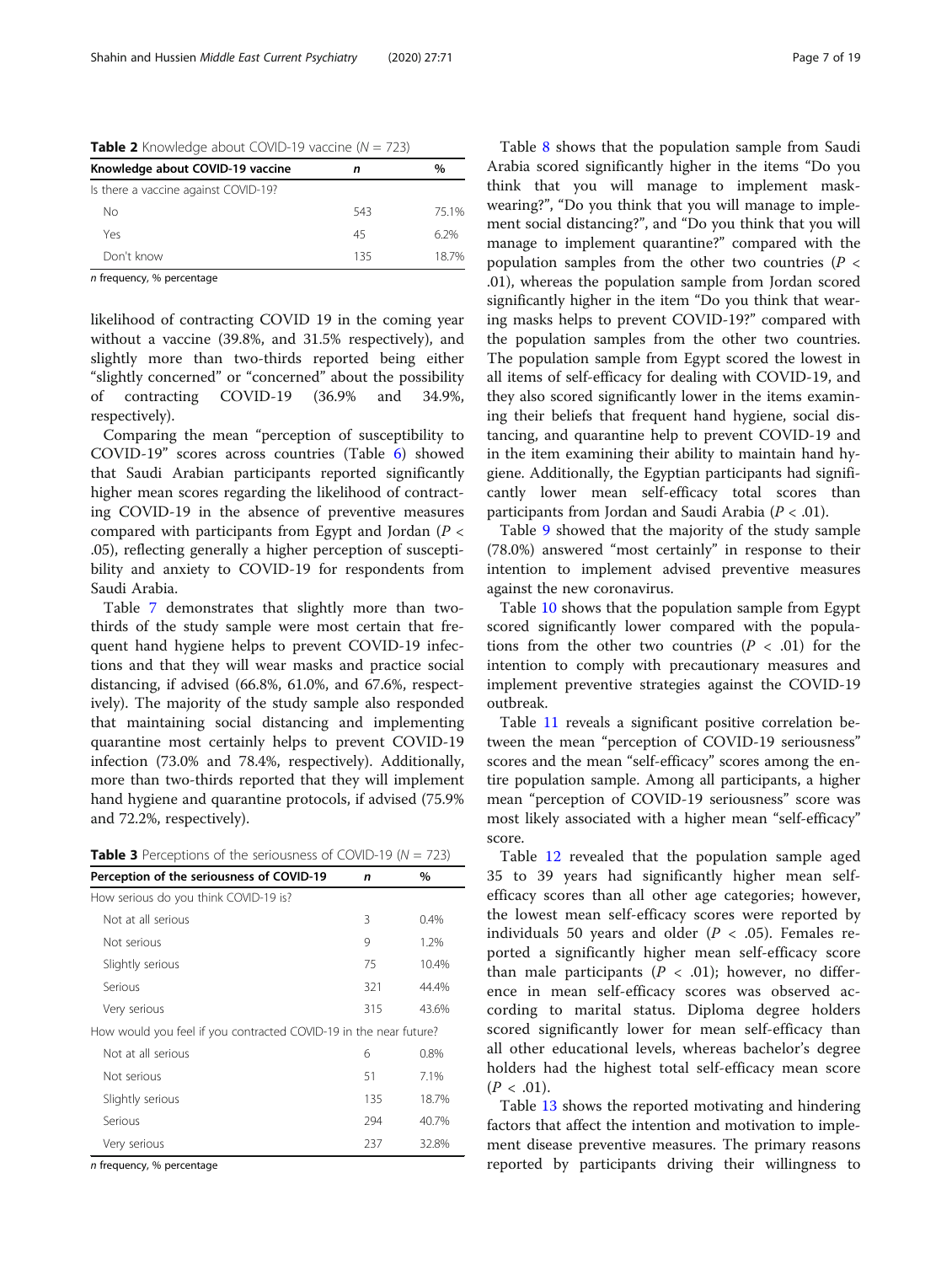**Table 2** Knowledge about COVID-19 vaccine ($N$ = 723)

| Knowledge about COVID-19 vaccine | n | % |
|---|---|---|
| Is there a vaccine against COVID-19? | | |
| No | 543 | 75.1% |
| Yes | 45 | 6.2% |
| Don't know | 135 | 18.7% |

*n* frequency, % percentage

likelihood of contracting COVID 19 in the coming year without a vaccine (39.8%, and 31.5% respectively), and slightly more than two-thirds reported being either "slightly concerned" or "concerned" about the possibility of contracting COVID-19 (36.9% and 34.9%, respectively).

Comparing the mean "perception of susceptibility to COVID-19" scores across countries (Table 6) showed that Saudi Arabian participants reported significantly higher mean scores regarding the likelihood of contracting COVID-19 in the absence of preventive measures compared with participants from Egypt and Jordan ($P < .05$), reflecting generally a higher perception of susceptibility and anxiety to COVID-19 for respondents from Saudi Arabia.

Table 7 demonstrates that slightly more than two-thirds of the study sample were most certain that frequent hand hygiene helps to prevent COVID-19 infections and that they will wear masks and practice social distancing, if advised (66.8%, 61.0%, and 67.6%, respectively). The majority of the study sample also responded that maintaining social distancing and implementing quarantine most certainly helps to prevent COVID-19 infection (73.0% and 78.4%, respectively). Additionally, more than two-thirds reported that they will implement hand hygiene and quarantine protocols, if advised (75.9% and 72.2%, respectively).

**Table 3** Perceptions of the seriousness of COVID-19 ($N$ = 723)

| Perception of the seriousness of COVID-19 | n | % |
|---|---|---|
| How serious do you think COVID-19 is? | | |
| Not at all serious | 3 | 0.4% |
| Not serious | 9 | 1.2% |
| Slightly serious | 75 | 10.4% |
| Serious | 321 | 44.4% |
| Very serious | 315 | 43.6% |
| How would you feel if you contracted COVID-19 in the near future? | | |
| Not at all serious | 6 | 0.8% |
| Not serious | 51 | 7.1% |
| Slightly serious | 135 | 18.7% |
| Serious | 294 | 40.7% |
| Very serious | 237 | 32.8% |

*n* frequency, % percentage

Table 8 shows that the population sample from Saudi Arabia scored significantly higher in the items "Do you think that you will manage to implement mask-wearing?", "Do you think that you will manage to implement social distancing?", and "Do you think that you will manage to implement quarantine?" compared with the population samples from the other two countries ($P < .01$), whereas the population sample from Jordan scored significantly higher in the item "Do you think that wearing masks helps to prevent COVID-19?" compared with the population samples from the other two countries. The population sample from Egypt scored the lowest in all items of self-efficacy for dealing with COVID-19, and they also scored significantly lower in the items examining their beliefs that frequent hand hygiene, social distancing, and quarantine help to prevent COVID-19 and in the item examining their ability to maintain hand hygiene. Additionally, the Egyptian participants had significantly lower mean self-efficacy total scores than participants from Jordan and Saudi Arabia ($P < .01$).

Table 9 showed that the majority of the study sample (78.0%) answered "most certainly" in response to their intention to implement advised preventive measures against the new coronavirus.

Table 10 shows that the population sample from Egypt scored significantly lower compared with the populations from the other two countries ($P < .01$) for the intention to comply with precautionary measures and implement preventive strategies against the COVID-19 outbreak.

Table 11 reveals a significant positive correlation between the mean "perception of COVID-19 seriousness" scores and the mean "self-efficacy" scores among the entire population sample. Among all participants, a higher mean "perception of COVID-19 seriousness" score was most likely associated with a higher mean "self-efficacy" score.

Table 12 revealed that the population sample aged 35 to 39 years had significantly higher mean self-efficacy scores than all other age categories; however, the lowest mean self-efficacy scores were reported by individuals 50 years and older ($P < .05$). Females reported a significantly higher mean self-efficacy score than male participants ($P < .01$); however, no difference in mean self-efficacy scores was observed according to marital status. Diploma degree holders scored significantly lower for mean self-efficacy than all other educational levels, whereas bachelor's degree holders had the highest total self-efficacy mean score ($P < .01$).

Table 13 shows the reported motivating and hindering factors that affect the intention and motivation to implement disease preventive measures. The primary reasons reported by participants driving their willingness to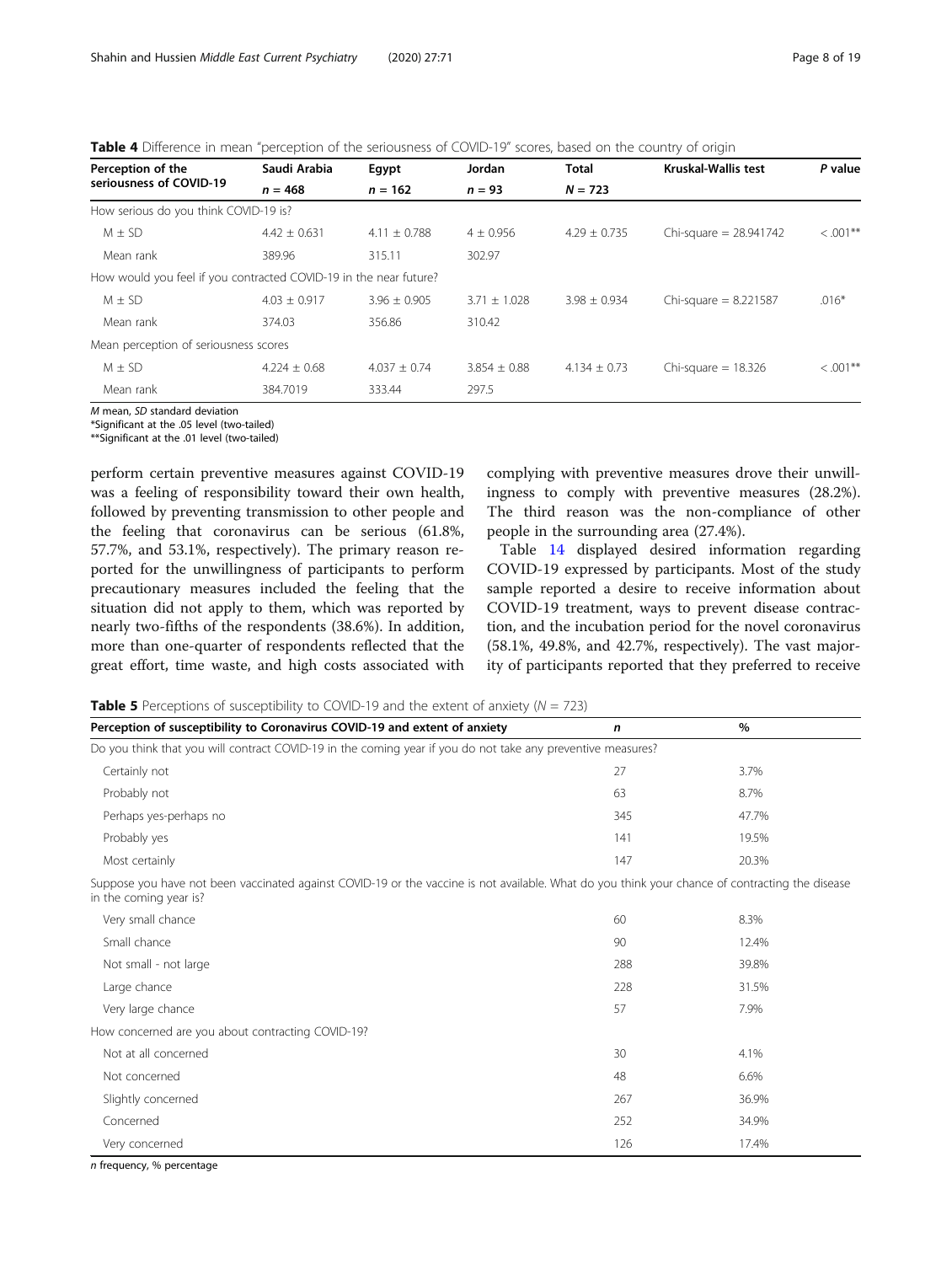**Table 4** Difference in mean "perception of the seriousness of COVID-19" scores, based on the country of origin

| Perception of the seriousness of COVID-19 | Saudi Arabia | Egypt | Jordan | Total | Kruskal-Wallis test | P value |
|---|---|---|---|---|---|---|
| | n = 468 | n = 162 | n = 93 | N = 723 | | |
| How serious do you think COVID-19 is? | | | | | | |
| M ± SD | 4.42 ± 0.631 | 4.11 ± 0.788 | 4 ± 0.956 | 4.29 ± 0.735 | Chi-square = 28.941742 | < .001** |
| Mean rank | 389.96 | 315.11 | 302.97 | | | |
| How would you feel if you contracted COVID-19 in the near future? | | | | | | |
| M ± SD | 4.03 ± 0.917 | 3.96 ± 0.905 | 3.71 ± 1.028 | 3.98 ± 0.934 | Chi-square = 8.221587 | .016* |
| Mean rank | 374.03 | 356.86 | 310.42 | | | |
| Mean perception of seriousness scores | | | | | | |
| M ± SD | 4.224 ± 0.68 | 4.037 ± 0.74 | 3.854 ± 0.88 | 4.134 ± 0.73 | Chi-square = 18.326 | < .001** |
| Mean rank | 384.7019 | 333.44 | 297.5 | | | |

*M* mean, *SD* standard deviation
*Significant at the .05 level (two-tailed)
**Significant at the .01 level (two-tailed)

perform certain preventive measures against COVID-19 was a feeling of responsibility toward their own health, followed by preventing transmission to other people and the feeling that coronavirus can be serious (61.8%, 57.7%, and 53.1%, respectively). The primary reason reported for the unwillingness of participants to perform precautionary measures included the feeling that the situation did not apply to them, which was reported by nearly two-fifths of the respondents (38.6%). In addition, more than one-quarter of respondents reflected that the great effort, time waste, and high costs associated with complying with preventive measures drove their unwillingness to comply with preventive measures (28.2%). The third reason was the non-compliance of other people in the surrounding area (27.4%).

Table 14 displayed desired information regarding COVID-19 expressed by participants. Most of the study sample reported a desire to receive information about COVID-19 treatment, ways to prevent disease contraction, and the incubation period for the novel coronavirus (58.1%, 49.8%, and 42.7%, respectively). The vast majority of participants reported that they preferred to receive

**Table 5** Perceptions of susceptibility to COVID-19 and the extent of anxiety (N = 723)

| Perception of susceptibility to Coronavirus COVID-19 and extent of anxiety | n | % |
|---|---|---|
| Do you think that you will contract COVID-19 in the coming year if you do not take any preventive measures? | | |
| Certainly not | 27 | 3.7% |
| Probably not | 63 | 8.7% |
| Perhaps yes-perhaps no | 345 | 47.7% |
| Probably yes | 141 | 19.5% |
| Most certainly | 147 | 20.3% |
| Suppose you have not been vaccinated against COVID-19 or the vaccine is not available. What do you think your chance of contracting the disease in the coming year is? | | |
| Very small chance | 60 | 8.3% |
| Small chance | 90 | 12.4% |
| Not small - not large | 288 | 39.8% |
| Large chance | 228 | 31.5% |
| Very large chance | 57 | 7.9% |
| How concerned are you about contracting COVID-19? | | |
| Not at all concerned | 30 | 4.1% |
| Not concerned | 48 | 6.6% |
| Slightly concerned | 267 | 36.9% |
| Concerned | 252 | 34.9% |
| Very concerned | 126 | 17.4% |

*n* frequency, % percentage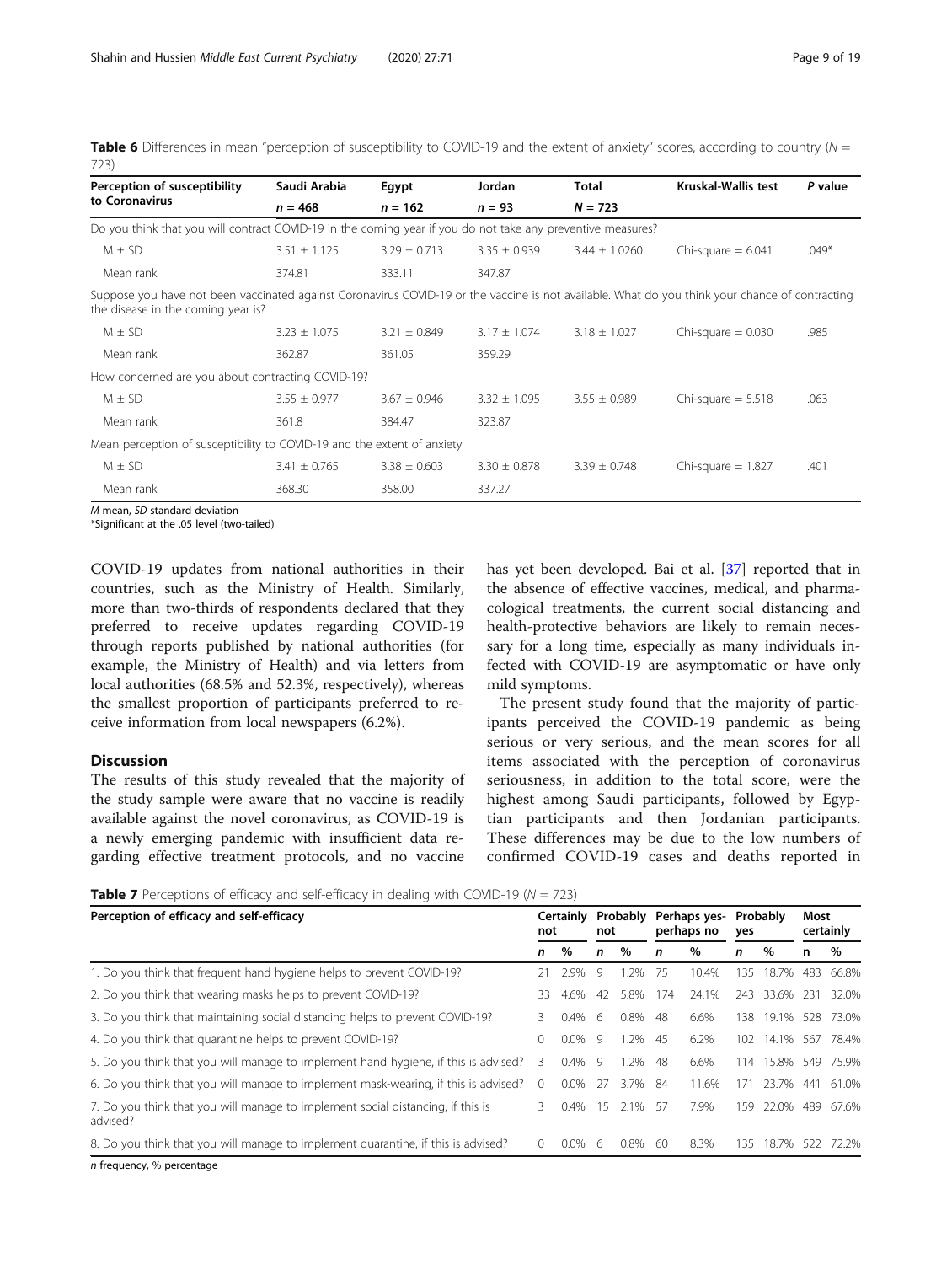**Table 6** Differences in mean "perception of susceptibility to COVID-19 and the extent of anxiety" scores, according to country (N = 723)

| Perception of susceptibility to Coronavirus | Saudi Arabia | Egypt | Jordan | Total | Kruskal-Wallis test | P value |
|---|---|---|---|---|---|---|
| | n = 468 | n = 162 | n = 93 | N = 723 | | |
| Do you think that you will contract COVID-19 in the coming year if you do not take any preventive measures? | | | | | | |
| M ± SD | 3.51 ± 1.125 | 3.29 ± 0.713 | 3.35 ± 0.939 | 3.44 ± 1.0260 | Chi-square = 6.041 | .049* |
| Mean rank | 374.81 | 333.11 | 347.87 | | | |
| Suppose you have not been vaccinated against Coronavirus COVID-19 or the vaccine is not available. What do you think your chance of contracting the disease in the coming year is? | | | | | | |
| M ± SD | 3.23 ± 1.075 | 3.21 ± 0.849 | 3.17 ± 1.074 | 3.18 ± 1.027 | Chi-square = 0.030 | .985 |
| Mean rank | 362.87 | 361.05 | 359.29 | | | |
| How concerned are you about contracting COVID-19? | | | | | | |
| M ± SD | 3.55 ± 0.977 | 3.67 ± 0.946 | 3.32 ± 1.095 | 3.55 ± 0.989 | Chi-square = 5.518 | .063 |
| Mean rank | 361.8 | 384.47 | 323.87 | | | |
| Mean perception of susceptibility to COVID-19 and the extent of anxiety | | | | | | |
| M ± SD | 3.41 ± 0.765 | 3.38 ± 0.603 | 3.30 ± 0.878 | 3.39 ± 0.748 | Chi-square = 1.827 | .401 |
| Mean rank | 368.30 | 358.00 | 337.27 | | | |

*M* mean, *SD* standard deviation
*Significant at the .05 level (two-tailed)

COVID-19 updates from national authorities in their countries, such as the Ministry of Health. Similarly, more than two-thirds of respondents declared that they preferred to receive updates regarding COVID-19 through reports published by national authorities (for example, the Ministry of Health) and via letters from local authorities (68.5% and 52.3%, respectively), whereas the smallest proportion of participants preferred to receive information from local newspapers (6.2%).

## Discussion

The results of this study revealed that the majority of the study sample were aware that no vaccine is readily available against the novel coronavirus, as COVID-19 is a newly emerging pandemic with insufficient data regarding effective treatment protocols, and no vaccine has yet been developed. Bai et al. [37] reported that in the absence of effective vaccines, medical, and pharmacological treatments, the current social distancing and health-protective behaviors are likely to remain necessary for a long time, especially as many individuals infected with COVID-19 are asymptomatic or have only mild symptoms.

The present study found that the majority of participants perceived the COVID-19 pandemic as being serious or very serious, and the mean scores for all items associated with the perception of coronavirus seriousness, in addition to the total score, were the highest among Saudi participants, followed by Egyptian participants and then Jordanian participants. These differences may be due to the low numbers of confirmed COVID-19 cases and deaths reported in

**Table 7** Perceptions of efficacy and self-efficacy in dealing with COVID-19 (N = 723)

| Perception of efficacy and self-efficacy | Certainly not | | Probably not | | Perhaps yes-perhaps no | | Probably yes | | Most certainly | |
|---|---|---|---|---|---|---|---|---|---|---|
| | n | % | n | % | n | % | n | % | n | % |
| 1. Do you think that frequent hand hygiene helps to prevent COVID-19? | 21 | 2.9% | 9 | 1.2% | 75 | 10.4% | 135 | 18.7% | 483 | 66.8% |
| 2. Do you think that wearing masks helps to prevent COVID-19? | 33 | 4.6% | 42 | 5.8% | 174 | 24.1% | 243 | 33.6% | 231 | 32.0% |
| 3. Do you think that maintaining social distancing helps to prevent COVID-19? | 3 | 0.4% | 6 | 0.8% | 48 | 6.6% | 138 | 19.1% | 528 | 73.0% |
| 4. Do you think that quarantine helps to prevent COVID-19? | 0 | 0.0% | 9 | 1.2% | 45 | 6.2% | 102 | 14.1% | 567 | 78.4% |
| 5. Do you think that you will manage to implement hand hygiene, if this is advised? | 3 | 0.4% | 9 | 1.2% | 48 | 6.6% | 114 | 15.8% | 549 | 75.9% |
| 6. Do you think that you will manage to implement mask-wearing, if this is advised? | 0 | 0.0% | 27 | 3.7% | 84 | 11.6% | 171 | 23.7% | 441 | 61.0% |
| 7. Do you think that you will manage to implement social distancing, if this is advised? | 3 | 0.4% | 15 | 2.1% | 57 | 7.9% | 159 | 22.0% | 489 | 67.6% |
| 8. Do you think that you will manage to implement quarantine, if this is advised? | 0 | 0.0% | 6 | 0.8% | 60 | 8.3% | 135 | 18.7% | 522 | 72.2% |

*n* frequency, % percentage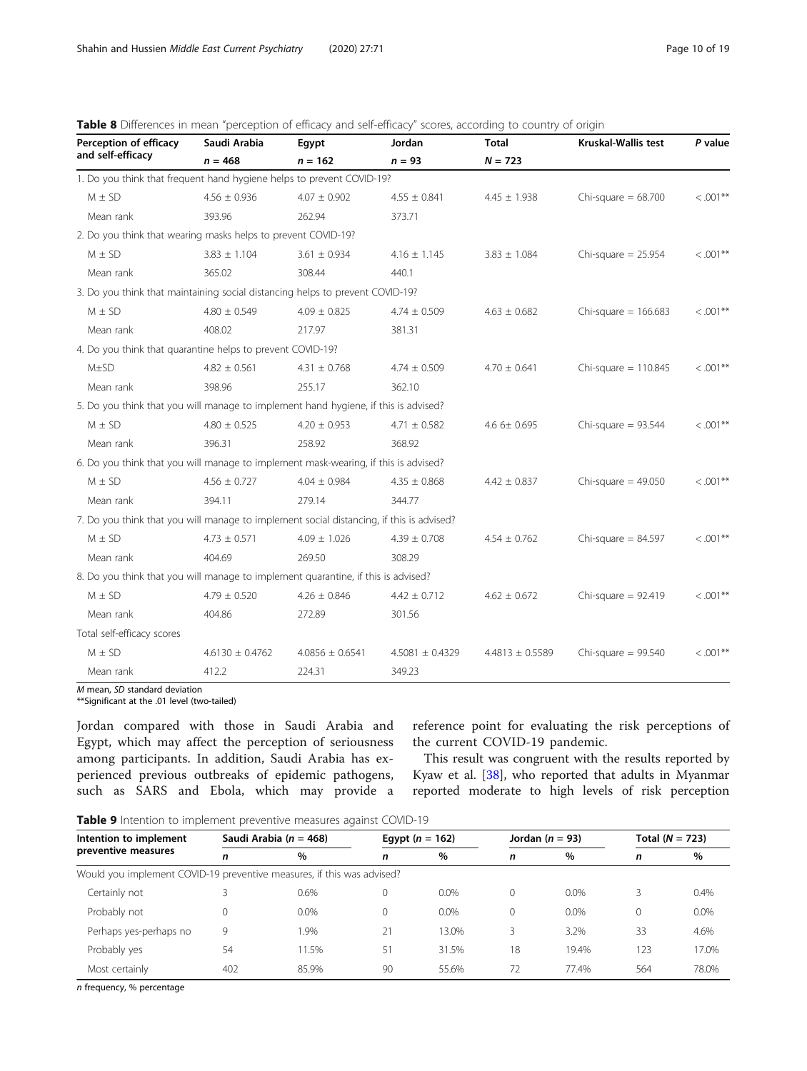**Table 8** Differences in mean "perception of efficacy and self-efficacy" scores, according to country of origin

| Perception of efficacy and self-efficacy | Saudi Arabia $n = 468$ | Egypt $n = 162$ | Jordan $n = 93$ | Total $N = 723$ | Kruskal-Wallis test | P value |
|---|---|---|---|---|---|---|
| 1. Do you think that frequent hand hygiene helps to prevent COVID-19? | | | | | | |
| M ± SD | 4.56 ± 0.936 | 4.07 ± 0.902 | 4.55 ± 0.841 | 4.45 ± 1.938 | Chi-square = 68.700 | < .001** |
| Mean rank | 393.96 | 262.94 | 373.71 | | | |
| 2. Do you think that wearing masks helps to prevent COVID-19? | | | | | | |
| M ± SD | 3.83 ± 1.104 | 3.61 ± 0.934 | 4.16 ± 1.145 | 3.83 ± 1.084 | Chi-square = 25.954 | < .001** |
| Mean rank | 365.02 | 308.44 | 440.1 | | | |
| 3. Do you think that maintaining social distancing helps to prevent COVID-19? | | | | | | |
| M ± SD | 4.80 ± 0.549 | 4.09 ± 0.825 | 4.74 ± 0.509 | 4.63 ± 0.682 | Chi-square = 166.683 | < .001** |
| Mean rank | 408.02 | 217.97 | 381.31 | | | |
| 4. Do you think that quarantine helps to prevent COVID-19? | | | | | | |
| M±SD | 4.82 ± 0.561 | 4.31 ± 0.768 | 4.74 ± 0.509 | 4.70 ± 0.641 | Chi-square = 110.845 | < .001** |
| Mean rank | 398.96 | 255.17 | 362.10 | | | |
| 5. Do you think that you will manage to implement hand hygiene, if this is advised? | | | | | | |
| M ± SD | 4.80 ± 0.525 | 4.20 ± 0.953 | 4.71 ± 0.582 | 4.6 6± 0.695 | Chi-square = 93.544 | < .001** |
| Mean rank | 396.31 | 258.92 | 368.92 | | | |
| 6. Do you think that you will manage to implement mask-wearing, if this is advised? | | | | | | |
| M ± SD | 4.56 ± 0.727 | 4.04 ± 0.984 | 4.35 ± 0.868 | 4.42 ± 0.837 | Chi-square = 49.050 | < .001** |
| Mean rank | 394.11 | 279.14 | 344.77 | | | |
| 7. Do you think that you will manage to implement social distancing, if this is advised? | | | | | | |
| M ± SD | 4.73 ± 0.571 | 4.09 ± 1.026 | 4.39 ± 0.708 | 4.54 ± 0.762 | Chi-square = 84.597 | < .001** |
| Mean rank | 404.69 | 269.50 | 308.29 | | | |
| 8. Do you think that you will manage to implement quarantine, if this is advised? | | | | | | |
| M ± SD | 4.79 ± 0.520 | 4.26 ± 0.846 | 4.42 ± 0.712 | 4.62 ± 0.672 | Chi-square = 92.419 | < .001** |
| Mean rank | 404.86 | 272.89 | 301.56 | | | |
| Total self-efficacy scores | | | | | | |
| M ± SD | 4.6130 ± 0.4762 | 4.0856 ± 0.6541 | 4.5081 ± 0.4329 | 4.4813 ± 0.5589 | Chi-square = 99.540 | < .001** |
| Mean rank | 412.2 | 224.31 | 349.23 | | | |

*M* mean, *SD* standard deviation
**Significant at the .01 level (two-tailed)

Jordan compared with those in Saudi Arabia and Egypt, which may affect the perception of seriousness among participants. In addition, Saudi Arabia has experienced previous outbreaks of epidemic pathogens, such as SARS and Ebola, which may provide a reference point for evaluating the risk perceptions of the current COVID-19 pandemic.

This result was congruent with the results reported by Kyaw et al. [38], who reported that adults in Myanmar reported moderate to high levels of risk perception

**Table 9** Intention to implement preventive measures against COVID-19

| Intention to implement preventive measures | Saudi Arabia ($n = 468$) | | Egypt ($n = 162$) | | Jordan ($n = 93$) | | Total ($N = 723$) | |
|---|---|---|---|---|---|---|---|---|
| | *n* | % | *n* | % | *n* | % | *n* | % |
| Would you implement COVID-19 preventive measures, if this was advised? | | | | | | | | |
| Certainly not | 3 | 0.6% | 0 | 0.0% | 0 | 0.0% | 3 | 0.4% |
| Probably not | 0 | 0.0% | 0 | 0.0% | 0 | 0.0% | 0 | 0.0% |
| Perhaps yes-perhaps no | 9 | 1.9% | 21 | 13.0% | 3 | 3.2% | 33 | 4.6% |
| Probably yes | 54 | 11.5% | 51 | 31.5% | 18 | 19.4% | 123 | 17.0% |
| Most certainly | 402 | 85.9% | 90 | 55.6% | 72 | 77.4% | 564 | 78.0% |

*n* frequency, % percentage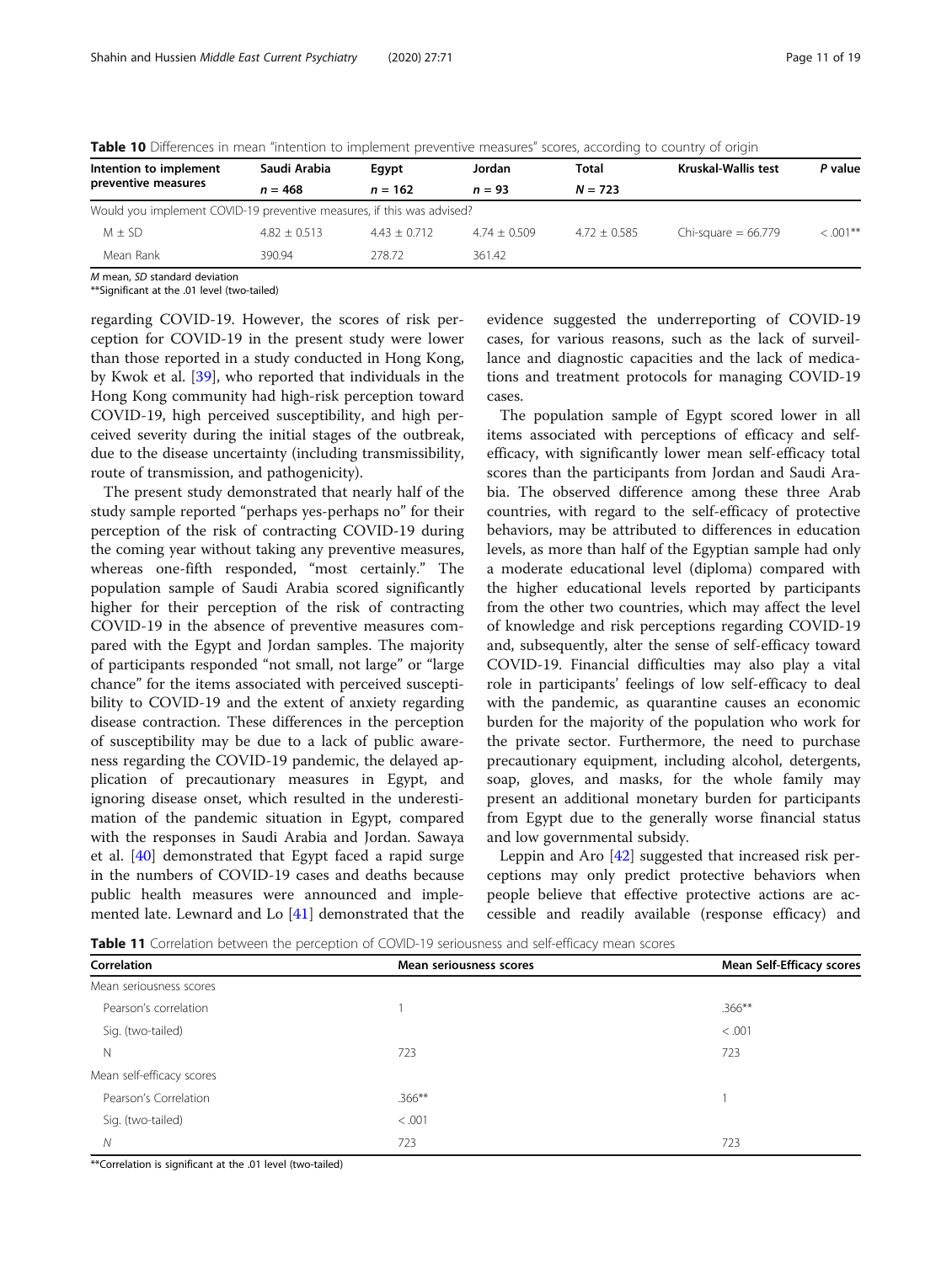**Table 10** Differences in mean "intention to implement preventive measures" scores, according to country of origin

| Intention to implement preventive measures | Saudi Arabia $n = 468$ | Egypt $n = 162$ | Jordan $n = 93$ | Total $N = 723$ | Kruskal-Wallis test | *P* value |
|---|---|---|---|---|---|---|
| Would you implement COVID-19 preventive measures, if this was advised? | | | | | | |
| M ± SD | 4.82 ± 0.513 | 4.43 ± 0.712 | 4.74 ± 0.509 | 4.72 ± 0.585 | Chi-square = 66.779 | < .001** |
| Mean Rank | 390.94 | 278.72 | 361.42 | | | |

*M* mean, *SD* standard deviation
**Significant at the .01 level (two-tailed)

regarding COVID-19. However, the scores of risk perception for COVID-19 in the present study were lower than those reported in a study conducted in Hong Kong, by Kwok et al. [39], who reported that individuals in the Hong Kong community had high-risk perception toward COVID-19, high perceived susceptibility, and high perceived severity during the initial stages of the outbreak, due to the disease uncertainty (including transmissibility, route of transmission, and pathogenicity).

The present study demonstrated that nearly half of the study sample reported "perhaps yes-perhaps no" for their perception of the risk of contracting COVID-19 during the coming year without taking any preventive measures, whereas one-fifth responded, "most certainly." The population sample of Saudi Arabia scored significantly higher for their perception of the risk of contracting COVID-19 in the absence of preventive measures compared with the Egypt and Jordan samples. The majority of participants responded "not small, not large" or "large chance" for the items associated with perceived susceptibility to COVID-19 and the extent of anxiety regarding disease contraction. These differences in the perception of susceptibility may be due to a lack of public awareness regarding the COVID-19 pandemic, the delayed application of precautionary measures in Egypt, and ignoring disease onset, which resulted in the underestimation of the pandemic situation in Egypt, compared with the responses in Saudi Arabia and Jordan. Sawaya et al. [40] demonstrated that Egypt faced a rapid surge in the numbers of COVID-19 cases and deaths because public health measures were announced and implemented late. Lewnard and Lo [41] demonstrated that the evidence suggested the underreporting of COVID-19 cases, for various reasons, such as the lack of surveillance and diagnostic capacities and the lack of medications and treatment protocols for managing COVID-19 cases.

The population sample of Egypt scored lower in all items associated with perceptions of efficacy and self-efficacy, with significantly lower mean self-efficacy total scores than the participants from Jordan and Saudi Arabia. The observed difference among these three Arab countries, with regard to the self-efficacy of protective behaviors, may be attributed to differences in education levels, as more than half of the Egyptian sample had only a moderate educational level (diploma) compared with the higher educational levels reported by participants from the other two countries, which may affect the level of knowledge and risk perceptions regarding COVID-19 and, subsequently, alter the sense of self-efficacy toward COVID-19. Financial difficulties may also play a vital role in participants' feelings of low self-efficacy to deal with the pandemic, as quarantine causes an economic burden for the majority of the population who work for the private sector. Furthermore, the need to purchase precautionary equipment, including alcohol, detergents, soap, gloves, and masks, for the whole family may present an additional monetary burden for participants from Egypt due to the generally worse financial status and low governmental subsidy.

Leppin and Aro [42] suggested that increased risk perceptions may only predict protective behaviors when people believe that effective protective actions are accessible and readily available (response efficacy) and

**Table 11** Correlation between the perception of COVID-19 seriousness and self-efficacy mean scores

| Correlation | Mean seriousness scores | Mean Self-Efficacy scores |
|---|---|---|
| Mean seriousness scores | | |
| Pearson's correlation | 1 | .366** |
| Sig. (two-tailed) | | < .001 |
| N | 723 | 723 |
| Mean self-efficacy scores | | |
| Pearson's Correlation | .366** | 1 |
| Sig. (two-tailed) | < .001 | |
| *N* | 723 | 723 |

**Correlation is significant at the .01 level (two-tailed)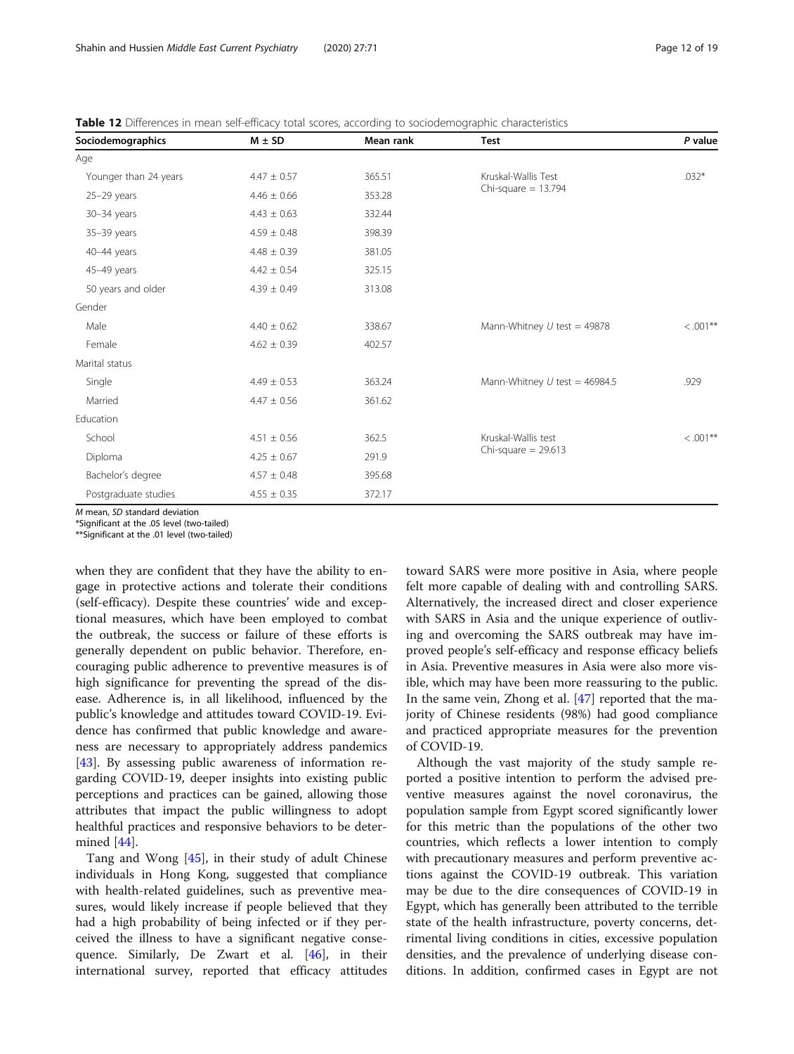**Table 12** Differences in mean self-efficacy total scores, according to sociodemographic characteristics

| Sociodemographics | M ± SD | Mean rank | Test | *P* value |
|---|---|---|---|---|
| Age | | | | |
| Younger than 24 years | 4.47 ± 0.57 | 365.51 | Kruskal-Wallis Test Chi-square = 13.794 | .032* |
| 25–29 years | 4.46 ± 0.66 | 353.28 | | |
| 30–34 years | 4.43 ± 0.63 | 332.44 | | |
| 35–39 years | 4.59 ± 0.48 | 398.39 | | |
| 40–44 years | 4.48 ± 0.39 | 381.05 | | |
| 45–49 years | 4.42 ± 0.54 | 325.15 | | |
| 50 years and older | 4.39 ± 0.49 | 313.08 | | |
| Gender | | | | |
| Male | 4.40 ± 0.62 | 338.67 | Mann-Whitney *U* test = 49878 | < .001** |
| Female | 4.62 ± 0.39 | 402.57 | | |
| Marital status | | | | |
| Single | 4.49 ± 0.53 | 363.24 | Mann-Whitney *U* test = 46984.5 | .929 |
| Married | 4.47 ± 0.56 | 361.62 | | |
| Education | | | | |
| School | 4.51 ± 0.56 | 362.5 | Kruskal-Wallis test Chi-square = 29.613 | < .001** |
| Diploma | 4.25 ± 0.67 | 291.9 | | |
| Bachelor's degree | 4.57 ± 0.48 | 395.68 | | |
| Postgraduate studies | 4.55 ± 0.35 | 372.17 | | |

*M* mean, *SD* standard deviation
*Significant at the .05 level (two-tailed)
**Significant at the .01 level (two-tailed)

when they are confident that they have the ability to engage in protective actions and tolerate their conditions (self-efficacy). Despite these countries' wide and exceptional measures, which have been employed to combat the outbreak, the success or failure of these efforts is generally dependent on public behavior. Therefore, encouraging public adherence to preventive measures is of high significance for preventing the spread of the disease. Adherence is, in all likelihood, influenced by the public's knowledge and attitudes toward COVID-19. Evidence has confirmed that public knowledge and awareness are necessary to appropriately address pandemics [43]. By assessing public awareness of information regarding COVID-19, deeper insights into existing public perceptions and practices can be gained, allowing those attributes that impact the public willingness to adopt healthful practices and responsive behaviors to be determined [44].

Tang and Wong [45], in their study of adult Chinese individuals in Hong Kong, suggested that compliance with health-related guidelines, such as preventive measures, would likely increase if people believed that they had a high probability of being infected or if they perceived the illness to have a significant negative consequence. Similarly, De Zwart et al. [46], in their international survey, reported that efficacy attitudes toward SARS were more positive in Asia, where people felt more capable of dealing with and controlling SARS. Alternatively, the increased direct and closer experience with SARS in Asia and the unique experience of outliving and overcoming the SARS outbreak may have improved people's self-efficacy and response efficacy beliefs in Asia. Preventive measures in Asia were also more visible, which may have been more reassuring to the public. In the same vein, Zhong et al. [47] reported that the majority of Chinese residents (98%) had good compliance and practiced appropriate measures for the prevention of COVID-19.

Although the vast majority of the study sample reported a positive intention to perform the advised preventive measures against the novel coronavirus, the population sample from Egypt scored significantly lower for this metric than the populations of the other two countries, which reflects a lower intention to comply with precautionary measures and perform preventive actions against the COVID-19 outbreak. This variation may be due to the dire consequences of COVID-19 in Egypt, which has generally been attributed to the terrible state of the health infrastructure, poverty concerns, detrimental living conditions in cities, excessive population densities, and the prevalence of underlying disease conditions. In addition, confirmed cases in Egypt are not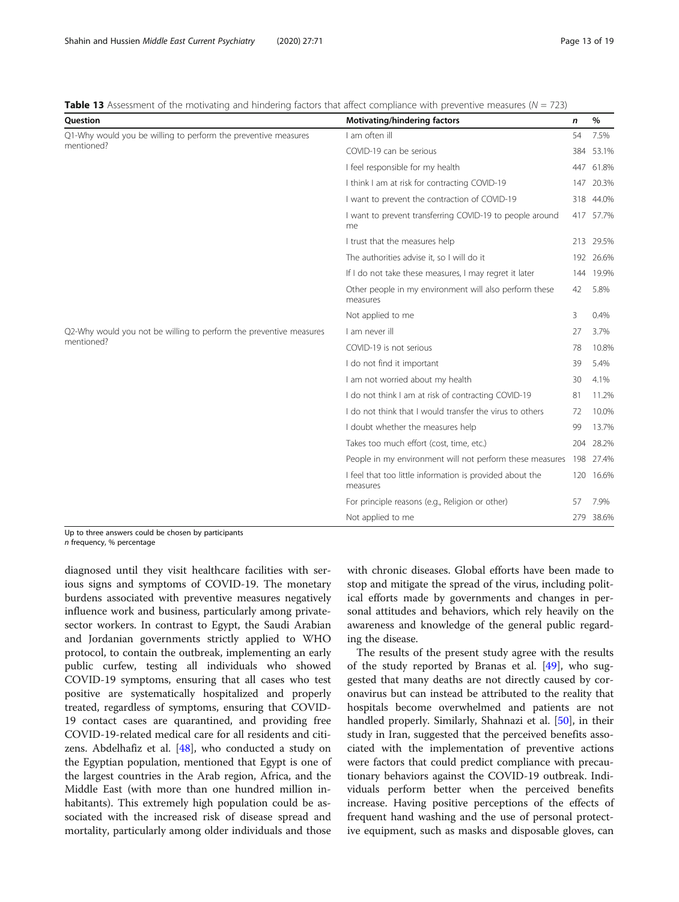**Table 13** Assessment of the motivating and hindering factors that affect compliance with preventive measures ($N = 723$)

| Question | Motivating/hindering factors | *n* | % |
|---|---|---|---|
| Q1-Why would you be willing to perform the preventive measures mentioned? | I am often ill | 54 | 7.5% |
| | COVID-19 can be serious | 384 | 53.1% |
| | I feel responsible for my health | 447 | 61.8% |
| | I think I am at risk for contracting COVID-19 | 147 | 20.3% |
| | I want to prevent the contraction of COVID-19 | 318 | 44.0% |
| | I want to prevent transferring COVID-19 to people around me | 417 | 57.7% |
| | I trust that the measures help | 213 | 29.5% |
| | The authorities advise it, so I will do it | 192 | 26.6% |
| | If I do not take these measures, I may regret it later | 144 | 19.9% |
| | Other people in my environment will also perform these measures | 42 | 5.8% |
| | Not applied to me | 3 | 0.4% |
| Q2-Why would you not be willing to perform the preventive measures mentioned? | I am never ill | 27 | 3.7% |
| | COVID-19 is not serious | 78 | 10.8% |
| | I do not find it important | 39 | 5.4% |
| | I am not worried about my health | 30 | 4.1% |
| | I do not think I am at risk of contracting COVID-19 | 81 | 11.2% |
| | I do not think that I would transfer the virus to others | 72 | 10.0% |
| | I doubt whether the measures help | 99 | 13.7% |
| | Takes too much effort (cost, time, etc.) | 204 | 28.2% |
| | People in my environment will not perform these measures | 198 | 27.4% |
| | I feel that too little information is provided about the measures | 120 | 16.6% |
| | For principle reasons (e.g., Religion or other) | 57 | 7.9% |
| | Not applied to me | 279 | 38.6% |

Up to three answers could be chosen by participants
*n* frequency, % percentage

diagnosed until they visit healthcare facilities with serious signs and symptoms of COVID-19. The monetary burdens associated with preventive measures negatively influence work and business, particularly among private-sector workers. In contrast to Egypt, the Saudi Arabian and Jordanian governments strictly applied to WHO protocol, to contain the outbreak, implementing an early public curfew, testing all individuals who showed COVID-19 symptoms, ensuring that all cases who test positive are systematically hospitalized and properly treated, regardless of symptoms, ensuring that COVID-19 contact cases are quarantined, and providing free COVID-19-related medical care for all residents and citizens. Abdelhafiz et al. [48], who conducted a study on the Egyptian population, mentioned that Egypt is one of the largest countries in the Arab region, Africa, and the Middle East (with more than one hundred million inhabitants). This extremely high population could be associated with the increased risk of disease spread and mortality, particularly among older individuals and those with chronic diseases. Global efforts have been made to stop and mitigate the spread of the virus, including political efforts made by governments and changes in personal attitudes and behaviors, which rely heavily on the awareness and knowledge of the general public regarding the disease.

The results of the present study agree with the results of the study reported by Branas et al. [49], who suggested that many deaths are not directly caused by coronavirus but can instead be attributed to the reality that hospitals become overwhelmed and patients are not handled properly. Similarly, Shahnazi et al. [50], in their study in Iran, suggested that the perceived benefits associated with the implementation of preventive actions were factors that could predict compliance with precautionary behaviors against the COVID-19 outbreak. Individuals perform better when the perceived benefits increase. Having positive perceptions of the effects of frequent hand washing and the use of personal protective equipment, such as masks and disposable gloves, can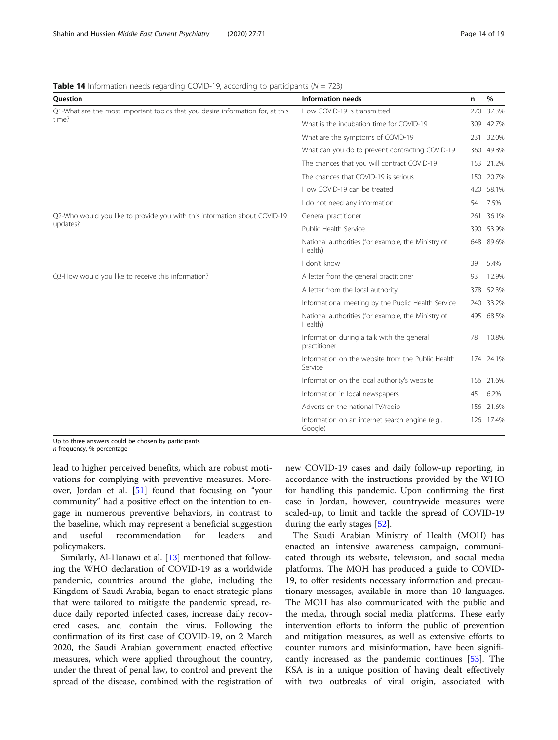**Table 14** Information needs regarding COVID-19, according to participants (*N* = 723)

| Question | Information needs | n | % |
|---|---|---|---|
| Q1-What are the most important topics that you desire information for, at this time? | How COVID-19 is transmitted | 270 | 37.3% |
| | What is the incubation time for COVID-19 | 309 | 42.7% |
| | What are the symptoms of COVID-19 | 231 | 32.0% |
| | What can you do to prevent contracting COVID-19 | 360 | 49.8% |
| | The chances that you will contract COVID-19 | 153 | 21.2% |
| | The chances that COVID-19 is serious | 150 | 20.7% |
| | How COVID-19 can be treated | 420 | 58.1% |
| | I do not need any information | 54 | 7.5% |
| Q2-Who would you like to provide you with this information about COVID-19 updates? | General practitioner | 261 | 36.1% |
| | Public Health Service | 390 | 53.9% |
| | National authorities (for example, the Ministry of Health) | 648 | 89.6% |
| | I don't know | 39 | 5.4% |
| Q3-How would you like to receive this information? | A letter from the general practitioner | 93 | 12.9% |
| | A letter from the local authority | 378 | 52.3% |
| | Informational meeting by the Public Health Service | 240 | 33.2% |
| | National authorities (for example, the Ministry of Health) | 495 | 68.5% |
| | Information during a talk with the general practitioner | 78 | 10.8% |
| | Information on the website from the Public Health Service | 174 | 24.1% |
| | Information on the local authority's website | 156 | 21.6% |
| | Information in local newspapers | 45 | 6.2% |
| | Adverts on the national TV/radio | 156 | 21.6% |
| | Information on an internet search engine (e.g., Google) | 126 | 17.4% |

Up to three answers could be chosen by participants
*n* frequency, % percentage

lead to higher perceived benefits, which are robust motivations for complying with preventive measures. Moreover, Jordan et al. [51] found that focusing on "your community" had a positive effect on the intention to engage in numerous preventive behaviors, in contrast to the baseline, which may represent a beneficial suggestion and useful recommendation for leaders and policymakers.

Similarly, Al-Hanawi et al. [13] mentioned that following the WHO declaration of COVID-19 as a worldwide pandemic, countries around the globe, including the Kingdom of Saudi Arabia, began to enact strategic plans that were tailored to mitigate the pandemic spread, reduce daily reported infected cases, increase daily recovered cases, and contain the virus. Following the confirmation of its first case of COVID-19, on 2 March 2020, the Saudi Arabian government enacted effective measures, which were applied throughout the country, under the threat of penal law, to control and prevent the spread of the disease, combined with the registration of new COVID-19 cases and daily follow-up reporting, in accordance with the instructions provided by the WHO for handling this pandemic. Upon confirming the first case in Jordan, however, countrywide measures were scaled-up, to limit and tackle the spread of COVID-19 during the early stages [52].

The Saudi Arabian Ministry of Health (MOH) has enacted an intensive awareness campaign, communicated through its website, television, and social media platforms. The MOH has produced a guide to COVID-19, to offer residents necessary information and precautionary messages, available in more than 10 languages. The MOH has also communicated with the public and the media, through social media platforms. These early intervention efforts to inform the public of prevention and mitigation measures, as well as extensive efforts to counter rumors and misinformation, have been significantly increased as the pandemic continues [53]. The KSA is in a unique position of having dealt effectively with two outbreaks of viral origin, associated with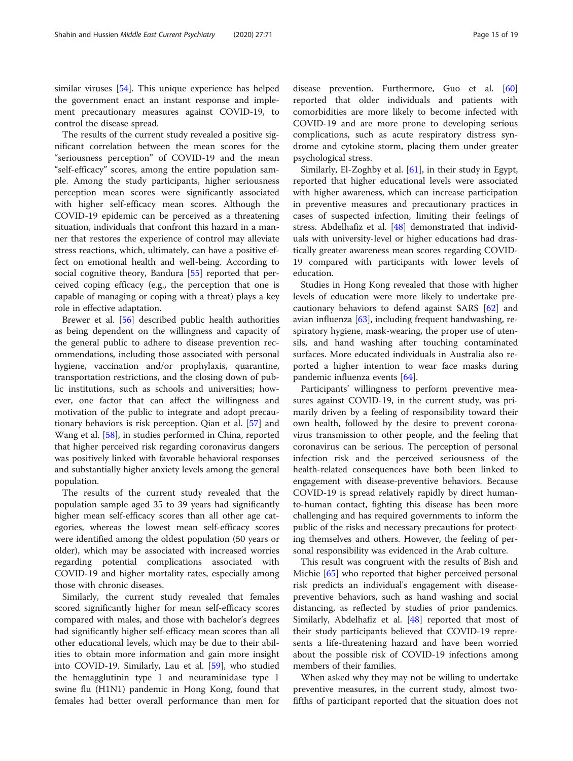similar viruses [54]. This unique experience has helped the government enact an instant response and implement precautionary measures against COVID-19, to control the disease spread.

The results of the current study revealed a positive significant correlation between the mean scores for the "seriousness perception" of COVID-19 and the mean "self-efficacy" scores, among the entire population sample. Among the study participants, higher seriousness perception mean scores were significantly associated with higher self-efficacy mean scores. Although the COVID-19 epidemic can be perceived as a threatening situation, individuals that confront this hazard in a manner that restores the experience of control may alleviate stress reactions, which, ultimately, can have a positive effect on emotional health and well-being. According to social cognitive theory, Bandura [55] reported that perceived coping efficacy (e.g., the perception that one is capable of managing or coping with a threat) plays a key role in effective adaptation.

Brewer et al. [56] described public health authorities as being dependent on the willingness and capacity of the general public to adhere to disease prevention recommendations, including those associated with personal hygiene, vaccination and/or prophylaxis, quarantine, transportation restrictions, and the closing down of public institutions, such as schools and universities; however, one factor that can affect the willingness and motivation of the public to integrate and adopt precautionary behaviors is risk perception. Qian et al. [57] and Wang et al. [58], in studies performed in China, reported that higher perceived risk regarding coronavirus dangers was positively linked with favorable behavioral responses and substantially higher anxiety levels among the general population.

The results of the current study revealed that the population sample aged 35 to 39 years had significantly higher mean self-efficacy scores than all other age categories, whereas the lowest mean self-efficacy scores were identified among the oldest population (50 years or older), which may be associated with increased worries regarding potential complications associated with COVID-19 and higher mortality rates, especially among those with chronic diseases.

Similarly, the current study revealed that females scored significantly higher for mean self-efficacy scores compared with males, and those with bachelor's degrees had significantly higher self-efficacy mean scores than all other educational levels, which may be due to their abilities to obtain more information and gain more insight into COVID-19. Similarly, Lau et al. [59], who studied the hemagglutinin type 1 and neuraminidase type 1 swine flu (H1N1) pandemic in Hong Kong, found that females had better overall performance than men for disease prevention. Furthermore, Guo et al. [60] reported that older individuals and patients with comorbidities are more likely to become infected with COVID-19 and are more prone to developing serious complications, such as acute respiratory distress syndrome and cytokine storm, placing them under greater psychological stress.

Similarly, El-Zoghby et al. [61], in their study in Egypt, reported that higher educational levels were associated with higher awareness, which can increase participation in preventive measures and precautionary practices in cases of suspected infection, limiting their feelings of stress. Abdelhafiz et al. [48] demonstrated that individuals with university-level or higher educations had drastically greater awareness mean scores regarding COVID-19 compared with participants with lower levels of education.

Studies in Hong Kong revealed that those with higher levels of education were more likely to undertake precautionary behaviors to defend against SARS [62] and avian influenza [63], including frequent handwashing, respiratory hygiene, mask-wearing, the proper use of utensils, and hand washing after touching contaminated surfaces. More educated individuals in Australia also reported a higher intention to wear face masks during pandemic influenza events [64].

Participants' willingness to perform preventive measures against COVID-19, in the current study, was primarily driven by a feeling of responsibility toward their own health, followed by the desire to prevent coronavirus transmission to other people, and the feeling that coronavirus can be serious. The perception of personal infection risk and the perceived seriousness of the health-related consequences have both been linked to engagement with disease-preventive behaviors. Because COVID-19 is spread relatively rapidly by direct human-to-human contact, fighting this disease has been more challenging and has required governments to inform the public of the risks and necessary precautions for protecting themselves and others. However, the feeling of personal responsibility was evidenced in the Arab culture.

This result was congruent with the results of Bish and Michie [65] who reported that higher perceived personal risk predicts an individual's engagement with disease-preventive behaviors, such as hand washing and social distancing, as reflected by studies of prior pandemics. Similarly, Abdelhafiz et al. [48] reported that most of their study participants believed that COVID-19 represents a life-threatening hazard and have been worried about the possible risk of COVID-19 infections among members of their families.

When asked why they may not be willing to undertake preventive measures, in the current study, almost two-fifths of participant reported that the situation does not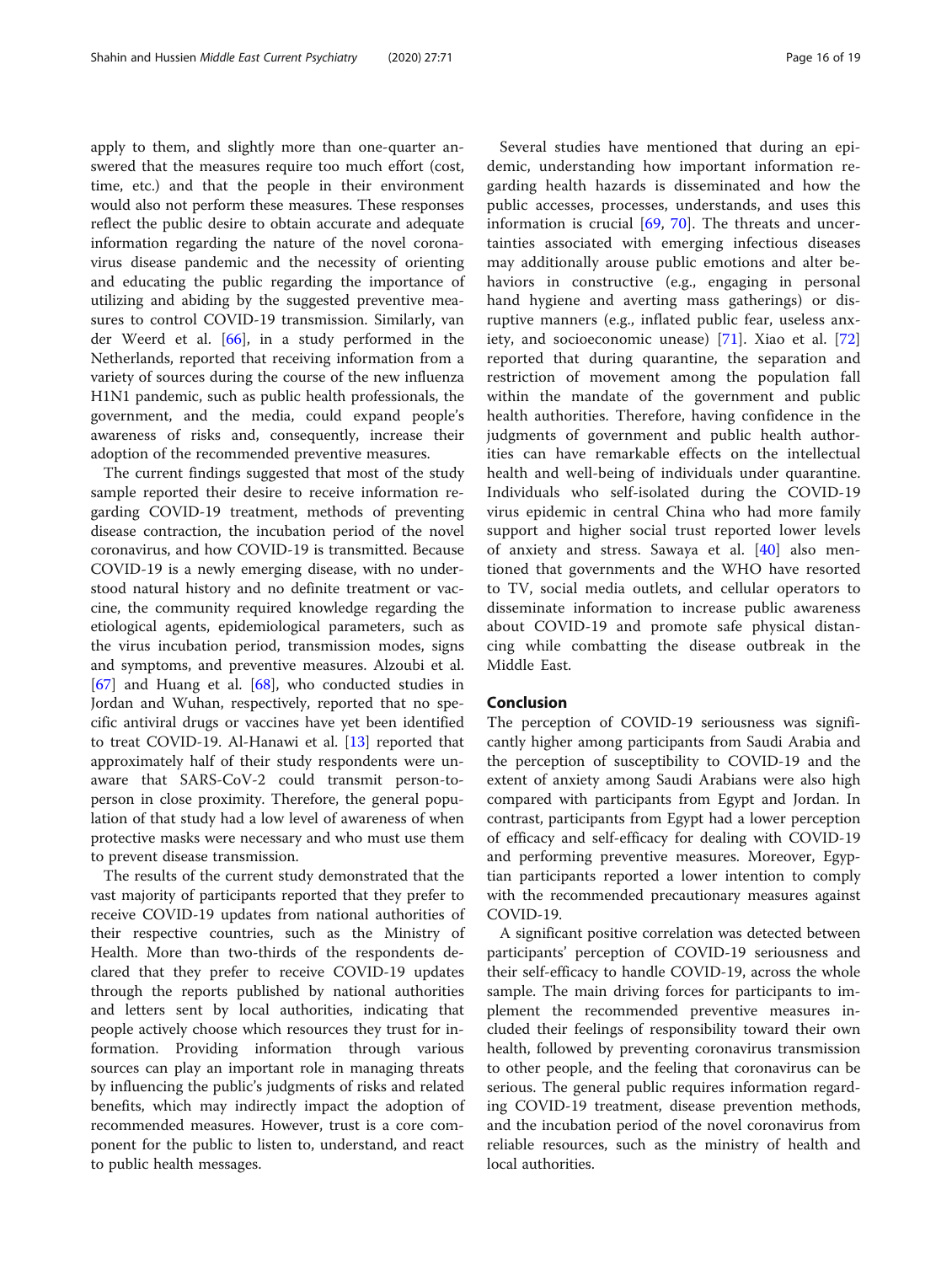apply to them, and slightly more than one-quarter answered that the measures require too much effort (cost, time, etc.) and that the people in their environment would also not perform these measures. These responses reflect the public desire to obtain accurate and adequate information regarding the nature of the novel coronavirus disease pandemic and the necessity of orienting and educating the public regarding the importance of utilizing and abiding by the suggested preventive measures to control COVID-19 transmission. Similarly, van der Weerd et al. [66], in a study performed in the Netherlands, reported that receiving information from a variety of sources during the course of the new influenza H1N1 pandemic, such as public health professionals, the government, and the media, could expand people's awareness of risks and, consequently, increase their adoption of the recommended preventive measures.

The current findings suggested that most of the study sample reported their desire to receive information regarding COVID-19 treatment, methods of preventing disease contraction, the incubation period of the novel coronavirus, and how COVID-19 is transmitted. Because COVID-19 is a newly emerging disease, with no understood natural history and no definite treatment or vaccine, the community required knowledge regarding the etiological agents, epidemiological parameters, such as the virus incubation period, transmission modes, signs and symptoms, and preventive measures. Alzoubi et al. [67] and Huang et al. [68], who conducted studies in Jordan and Wuhan, respectively, reported that no specific antiviral drugs or vaccines have yet been identified to treat COVID-19. Al-Hanawi et al. [13] reported that approximately half of their study respondents were unaware that SARS-CoV-2 could transmit person-to-person in close proximity. Therefore, the general population of that study had a low level of awareness of when protective masks were necessary and who must use them to prevent disease transmission.

The results of the current study demonstrated that the vast majority of participants reported that they prefer to receive COVID-19 updates from national authorities of their respective countries, such as the Ministry of Health. More than two-thirds of the respondents declared that they prefer to receive COVID-19 updates through the reports published by national authorities and letters sent by local authorities, indicating that people actively choose which resources they trust for information. Providing information through various sources can play an important role in managing threats by influencing the public's judgments of risks and related benefits, which may indirectly impact the adoption of recommended measures. However, trust is a core component for the public to listen to, understand, and react to public health messages.

Several studies have mentioned that during an epidemic, understanding how important information regarding health hazards is disseminated and how the public accesses, processes, understands, and uses this information is crucial [69, 70]. The threats and uncertainties associated with emerging infectious diseases may additionally arouse public emotions and alter behaviors in constructive (e.g., engaging in personal hand hygiene and averting mass gatherings) or disruptive manners (e.g., inflated public fear, useless anxiety, and socioeconomic unease) [71]. Xiao et al. [72] reported that during quarantine, the separation and restriction of movement among the population fall within the mandate of the government and public health authorities. Therefore, having confidence in the judgments of government and public health authorities can have remarkable effects on the intellectual health and well-being of individuals under quarantine. Individuals who self-isolated during the COVID-19 virus epidemic in central China who had more family support and higher social trust reported lower levels of anxiety and stress. Sawaya et al. [40] also mentioned that governments and the WHO have resorted to TV, social media outlets, and cellular operators to disseminate information to increase public awareness about COVID-19 and promote safe physical distancing while combatting the disease outbreak in the Middle East.

## Conclusion

The perception of COVID-19 seriousness was significantly higher among participants from Saudi Arabia and the perception of susceptibility to COVID-19 and the extent of anxiety among Saudi Arabians were also high compared with participants from Egypt and Jordan. In contrast, participants from Egypt had a lower perception of efficacy and self-efficacy for dealing with COVID-19 and performing preventive measures. Moreover, Egyptian participants reported a lower intention to comply with the recommended precautionary measures against COVID-19.

A significant positive correlation was detected between participants' perception of COVID-19 seriousness and their self-efficacy to handle COVID-19, across the whole sample. The main driving forces for participants to implement the recommended preventive measures included their feelings of responsibility toward their own health, followed by preventing coronavirus transmission to other people, and the feeling that coronavirus can be serious. The general public requires information regarding COVID-19 treatment, disease prevention methods, and the incubation period of the novel coronavirus from reliable resources, such as the ministry of health and local authorities.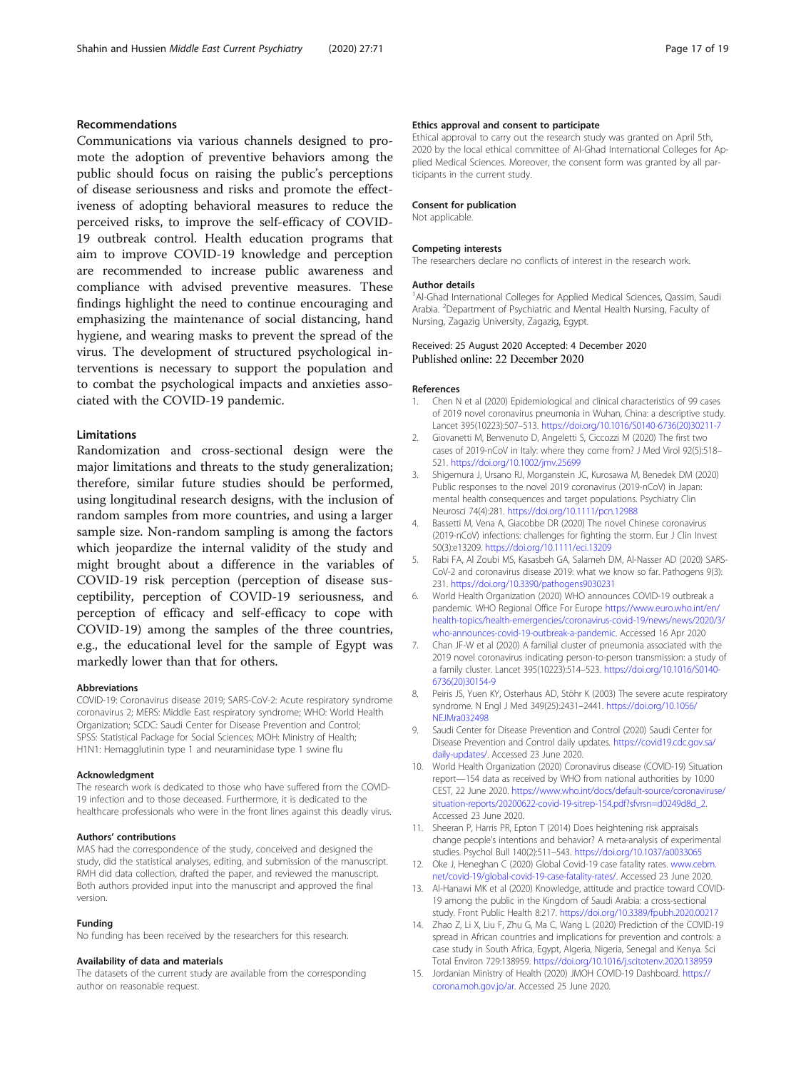## Recommendations

Communications via various channels designed to promote the adoption of preventive behaviors among the public should focus on raising the public's perceptions of disease seriousness and risks and promote the effectiveness of adopting behavioral measures to reduce the perceived risks, to improve the self-efficacy of COVID-19 outbreak control. Health education programs that aim to improve COVID-19 knowledge and perception are recommended to increase public awareness and compliance with advised preventive measures. These findings highlight the need to continue encouraging and emphasizing the maintenance of social distancing, hand hygiene, and wearing masks to prevent the spread of the virus. The development of structured psychological interventions is necessary to support the population and to combat the psychological impacts and anxieties associated with the COVID-19 pandemic.

## Limitations

Randomization and cross-sectional design were the major limitations and threats to the study generalization; therefore, similar future studies should be performed, using longitudinal research designs, with the inclusion of random samples from more countries, and using a larger sample size. Non-random sampling is among the factors which jeopardize the internal validity of the study and might brought about a difference in the variables of COVID-19 risk perception (perception of disease susceptibility, perception of COVID-19 seriousness, and perception of efficacy and self-efficacy to cope with COVID-19) among the samples of the three countries, e.g., the educational level for the sample of Egypt was markedly lower than that for others.

#### Abbreviations

COVID-19: Coronavirus disease 2019; SARS-CoV-2: Acute respiratory syndrome coronavirus 2; MERS: Middle East respiratory syndrome; WHO: World Health Organization; SCDC: Saudi Center for Disease Prevention and Control; SPSS: Statistical Package for Social Sciences; MOH: Ministry of Health; H1N1: Hemagglutinin type 1 and neuraminidase type 1 swine flu

#### Acknowledgment

The research work is dedicated to those who have suffered from the COVID-19 infection and to those deceased. Furthermore, it is dedicated to the healthcare professionals who were in the front lines against this deadly virus.

#### Authors' contributions

MAS had the correspondence of the study, conceived and designed the study, did the statistical analyses, editing, and submission of the manuscript. RMH did data collection, drafted the paper, and reviewed the manuscript. Both authors provided input into the manuscript and approved the final version.

#### Funding

No funding has been received by the researchers for this research.

#### Availability of data and materials

The datasets of the current study are available from the corresponding author on reasonable request.

#### Ethics approval and consent to participate

Ethical approval to carry out the research study was granted on April 5th, 2020 by the local ethical committee of Al-Ghad International Colleges for Applied Medical Sciences. Moreover, the consent form was granted by all participants in the current study.

#### Consent for publication

Not applicable.

#### Competing interests

The researchers declare no conflicts of interest in the research work.

#### Author details

[1]Al-Ghad International Colleges for Applied Medical Sciences, Qassim, Saudi Arabia. [2]Department of Psychiatric and Mental Health Nursing, Faculty of Nursing, Zagazig University, Zagazig, Egypt.

Received: 25 August 2020 Accepted: 4 December 2020
Published online: 22 December 2020

#### References

1. Chen N et al (2020) Epidemiological and clinical characteristics of 99 cases of 2019 novel coronavirus pneumonia in Wuhan, China: a descriptive study. Lancet 395(10223):507–513. https://doi.org/10.1016/S0140-6736(20)30211-7
2. Giovanetti M, Benvenuto D, Angeletti S, Ciccozzi M (2020) The first two cases of 2019-nCoV in Italy: where they come from? J Med Virol 92(5):518–521. https://doi.org/10.1002/jmv.25699
3. Shigemura J, Ursano RJ, Morganstein JC, Kurosawa M, Benedek DM (2020) Public responses to the novel 2019 coronavirus (2019-nCoV) in Japan: mental health consequences and target populations. Psychiatry Clin Neurosci 74(4):281. https://doi.org/10.1111/pcn.12988
4. Bassetti M, Vena A, Giacobbe DR (2020) The novel Chinese coronavirus (2019-nCoV) infections: challenges for fighting the storm. Eur J Clin Invest 50(3):e13209. https://doi.org/10.1111/eci.13209
5. Rabi FA, Al Zoubi MS, Kasasbeh GA, Salameh DM, Al-Nasser AD (2020) SARS-CoV-2 and coronavirus disease 2019: what we know so far. Pathogens 9(3):231. https://doi.org/10.3390/pathogens9030231
6. World Health Organization (2020) WHO announces COVID-19 outbreak a pandemic. WHO Regional Office For Europe https://www.euro.who.int/en/health-topics/health-emergencies/coronavirus-covid-19/news/news/2020/3/who-announces-covid-19-outbreak-a-pandemic. Accessed 16 Apr 2020
7. Chan JF-W et al (2020) A familial cluster of pneumonia associated with the 2019 novel coronavirus indicating person-to-person transmission: a study of a family cluster. Lancet 395(10223):514–523. https://doi.org/10.1016/S0140-6736(20)30154-9
8. Peiris JS, Yuen KY, Osterhaus AD, Stöhr K (2003) The severe acute respiratory syndrome. N Engl J Med 349(25):2431–2441. https://doi.org/10.1056/NEJMra032498
9. Saudi Center for Disease Prevention and Control (2020) Saudi Center for Disease Prevention and Control daily updates. https://covid19.cdc.gov.sa/daily-updates/. Accessed 23 June 2020.
10. World Health Organization (2020) Coronavirus disease (COVID-19) Situation report—154 data as received by WHO from national authorities by 10:00 CEST, 22 June 2020. https://www.who.int/docs/default-source/coronaviruse/situation-reports/20200622-covid-19-sitrep-154.pdf?sfvrsn=d0249d8d_2. Accessed 23 June 2020.
11. Sheeran P, Harris PR, Epton T (2014) Does heightening risk appraisals change people's intentions and behavior? A meta-analysis of experimental studies. Psychol Bull 140(2):511–543. https://doi.org/10.1037/a0033065
12. Oke J, Heneghan C (2020) Global Covid-19 case fatality rates. www.cebm.net/covid-19/global-covid-19-case-fatality-rates/. Accessed 23 June 2020.
13. Al-Hanawi MK et al (2020) Knowledge, attitude and practice toward COVID-19 among the public in the Kingdom of Saudi Arabia: a cross-sectional study. Front Public Health 8:217. https://doi.org/10.3389/fpubh.2020.00217
14. Zhao Z, Li X, Liu F, Zhu G, Ma C, Wang L (2020) Prediction of the COVID-19 spread in African countries and implications for prevention and controls: a case study in South Africa, Egypt, Algeria, Nigeria, Senegal and Kenya. Sci Total Environ 729:138959. https://doi.org/10.1016/j.scitotenv.2020.138959
15. Jordanian Ministry of Health (2020) JMOH COVID-19 Dashboard. https://corona.moh.gov.jo/ar. Accessed 25 June 2020.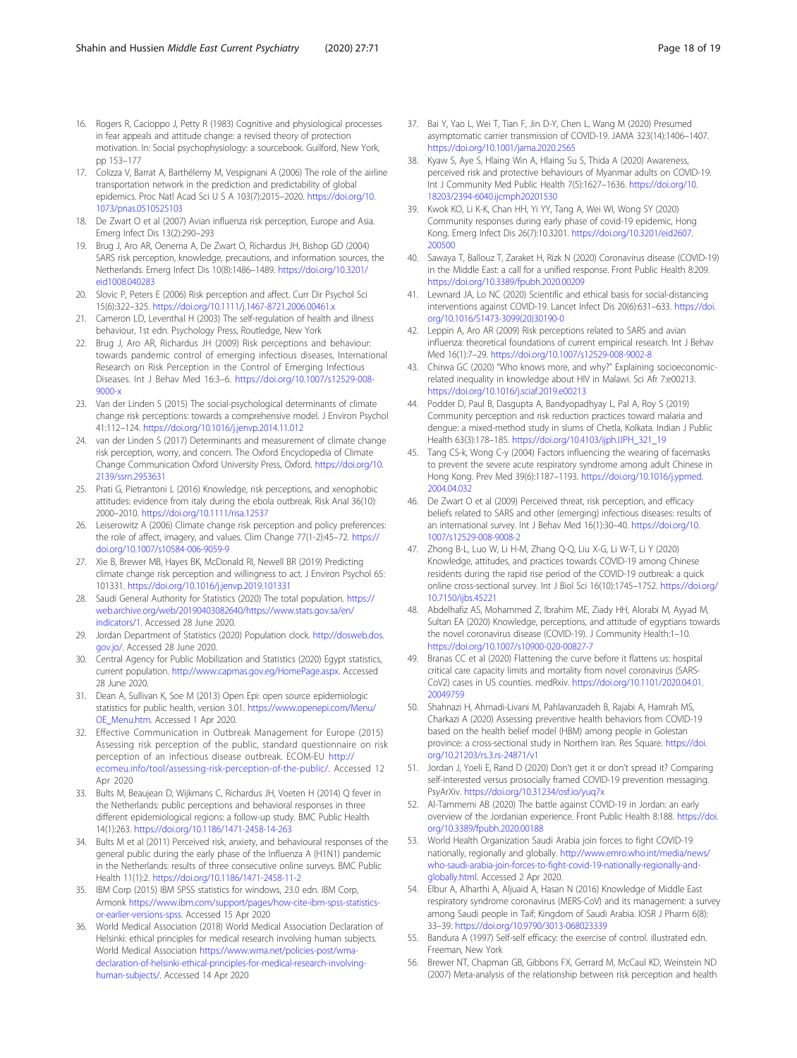16. Rogers R, Cacioppo J, Petty R (1983) Cognitive and physiological processes in fear appeals and attitude change: a revised theory of protection motivation. In: Social psychophysiology: a sourcebook. Guilford, New York, pp 153–177
17. Colizza V, Barrat A, Barthélemy M, Vespignani A (2006) The role of the airline transportation network in the prediction and predictability of global epidemics. Proc Natl Acad Sci U S A 103(7):2015–2020. https://doi.org/10.1073/pnas.0510525103
18. De Zwart O et al (2007) Avian influenza risk perception, Europe and Asia. Emerg Infect Dis 13(2):290–293
19. Brug J, Aro AR, Oenema A, De Zwart O, Richardus JH, Bishop GD (2004) SARS risk perception, knowledge, precautions, and information sources, the Netherlands. Emerg Infect Dis 10(8):1486–1489. https://doi.org/10.3201/eid1008.040283
20. Slovic P, Peters E (2006) Risk perception and affect. Curr Dir Psychol Sci 15(6):322–325. https://doi.org/10.1111/j.1467-8721.2006.00461.x
21. Cameron LD, Leventhal H (2003) The self-regulation of health and illness behaviour, 1st edn. Psychology Press, Routledge, New York
22. Brug J, Aro AR, Richardus JH (2009) Risk perceptions and behaviour: towards pandemic control of emerging infectious diseases, International Research on Risk Perception in the Control of Emerging Infectious Diseases. Int J Behav Med 16:3–6. https://doi.org/10.1007/s12529-008-9000-x
23. Van der Linden S (2015) The social-psychological determinants of climate change risk perceptions: towards a comprehensive model. J Environ Psychol 41:112–124. https://doi.org/10.1016/j.jenvp.2014.11.012
24. van der Linden S (2017) Determinants and measurement of climate change risk perception, worry, and concern. The Oxford Encyclopedia of Climate Change Communication Oxford University Press, Oxford. https://doi.org/10.2139/ssrn.2953631
25. Prati G, Pietrantoni L (2016) Knowledge, risk perceptions, and xenophobic attitudes: evidence from italy during the ebola outbreak. Risk Anal 36(10):2000–2010. https://doi.org/10.1111/risa.12537
26. Leiserowitz A (2006) Climate change risk perception and policy preferences: the role of affect, imagery, and values. Clim Change 77(1-2):45–72. https://doi.org/10.1007/s10584-006-9059-9
27. Xie B, Brewer MB, Hayes BK, McDonald RI, Newell BR (2019) Predicting climate change risk perception and willingness to act. J Environ Psychol 65:101331. https://doi.org/10.1016/j.jenvp.2019.101331
28. Saudi General Authority for Statistics (2020) The total population. https://web.archive.org/web/20190403082640/https://www.stats.gov.sa/en/indicators/1. Accessed 28 June 2020.
29. Jordan Department of Statistics (2020) Population clock. http://dosweb.dos.gov.jo/. Accessed 28 June 2020.
30. Central Agency for Public Mobilization and Statistics (2020) Egypt statistics, current population. http://www.capmas.gov.eg/HomePage.aspx. Accessed 28 June 2020.
31. Dean A, Sullivan K, Soe M (2013) Open Epi: open source epidemiologic statistics for public health, version 3.01. https://www.openepi.com/Menu/OE_Menu.htm. Accessed 1 Apr 2020.
32. Effective Communication in Outbreak Management for Europe (2015) Assessing risk perception of the public, standard questionnaire on risk perception of an infectious disease outbreak. ECOM-EU http://ecomeu.info/tool/assessing-risk-perception-of-the-public/. Accessed 12 Apr 2020
33. Bults M, Beaujean D, Wijkmans C, Richardus JH, Voeten H (2014) Q fever in the Netherlands: public perceptions and behavioral responses in three different epidemiological regions: a follow-up study. BMC Public Health 14(1):263. https://doi.org/10.1186/1471-2458-14-263
34. Bults M et al (2011) Perceived risk, anxiety, and behavioural responses of the general public during the early phase of the Influenza A (H1N1) pandemic in the Netherlands: results of three consecutive online surveys. BMC Public Health 11(1):2. https://doi.org/10.1186/1471-2458-11-2
35. IBM Corp (2015) IBM SPSS statistics for windows, 23.0 edn. IBM Corp, Armonk https://www.ibm.com/support/pages/how-cite-ibm-spss-statistics-or-earlier-versions-spss. Accessed 15 Apr 2020
36. World Medical Association (2018) World Medical Association Declaration of Helsinki: ethical principles for medical research involving human subjects. World Medical Association https://www.wma.net/policies-post/wma-declaration-of-helsinki-ethical-principles-for-medical-research-involving-human-subjects/. Accessed 14 Apr 2020
37. Bai Y, Yao L, Wei T, Tian F, Jin D-Y, Chen L, Wang M (2020) Presumed asymptomatic carrier transmission of COVID-19. JAMA 323(14):1406–1407. https://doi.org/10.1001/jama.2020.2565
38. Kyaw S, Aye S, Hlaing Win A, Hlaing Su S, Thida A (2020) Awareness, perceived risk and protective behaviours of Myanmar adults on COVID-19. Int J Community Med Public Health 7(5):1627–1636. https://doi.org/10.18203/2394-6040.ijcmph20201530
39. Kwok KO, Li K-K, Chan HH, Yi YY, Tang A, Wei WI, Wong SY (2020) Community responses during early phase of covid-19 epidemic, Hong Kong. Emerg Infect Dis 26(7):10.3201. https://doi.org/10.3201/eid2607.200500
40. Sawaya T, Ballouz T, Zaraket H, Rizk N (2020) Coronavirus disease (COVID-19) in the Middle East: a call for a unified response. Front Public Health 8:209. https://doi.org/10.3389/fpubh.2020.00209
41. Lewnard JA, Lo NC (2020) Scientific and ethical basis for social-distancing interventions against COVID-19. Lancet Infect Dis 20(6):631–633. https://doi.org/10.1016/S1473-3099(20)30190-0
42. Leppin A, Aro AR (2009) Risk perceptions related to SARS and avian influenza: theoretical foundations of current empirical research. Int J Behav Med 16(1):7–29. https://doi.org/10.1007/s12529-008-9002-8
43. Chirwa GC (2020) "Who knows more, and why?" Explaining socioeconomic-related inequality in knowledge about HIV in Malawi. Sci Afr 7:e00213. https://doi.org/10.1016/j.sciaf.2019.e00213
44. Podder D, Paul B, Dasgupta A, Bandyopadhyay L, Pal A, Roy S (2019) Community perception and risk reduction practices toward malaria and dengue: a mixed-method study in slums of Chetla, Kolkata. Indian J Public Health 63(3):178–185. https://doi.org/10.4103/ijph.IJPH_321_19
45. Tang CS-k, Wong C-y (2004) Factors influencing the wearing of facemasks to prevent the severe acute respiratory syndrome among adult Chinese in Hong Kong. Prev Med 39(6):1187–1193. https://doi.org/10.1016/j.ypmed.2004.04.032
46. De Zwart O et al (2009) Perceived threat, risk perception, and efficacy beliefs related to SARS and other (emerging) infectious diseases: results of an international survey. Int J Behav Med 16(1):30–40. https://doi.org/10.1007/s12529-008-9008-2
47. Zhong B-L, Luo W, Li H-M, Zhang Q-Q, Liu X-G, Li W-T, Li Y (2020) Knowledge, attitudes, and practices towards COVID-19 among Chinese residents during the rapid rise period of the COVID-19 outbreak: a quick online cross-sectional survey. Int J Biol Sci 16(10):1745–1752. https://doi.org/10.7150/ijbs.45221
48. Abdelhafiz AS, Mohammed Z, Ibrahim ME, Ziady HH, Alorabi M, Ayyad M, Sultan EA (2020) Knowledge, perceptions, and attitude of egyptians towards the novel coronavirus disease (COVID-19). J Community Health:1–10. https://doi.org/10.1007/s10900-020-00827-7
49. Branas CC et al (2020) Flattening the curve before it flattens us: hospital critical care capacity limits and mortality from novel coronavirus (SARS-CoV2) cases in US counties. medRxiv. https://doi.org/10.1101/2020.04.01.20049759
50. Shahnazi H, Ahmadi-Livani M, Pahlavanzadeh B, Rajabi A, Hamrah MS, Charkazi A (2020) Assessing preventive health behaviors from COVID-19 based on the health belief model (HBM) among people in Golestan province: a cross-sectional study in Northern Iran. Res Square. https://doi.org/10.21203/rs.3.rs-24871/v1
51. Jordan J, Yoeli E, Rand D (2020) Don't get it or don't spread it? Comparing self-interested versus prosocially framed COVID-19 prevention messaging. PsyArXiv. https://doi.org/10.31234/osf.io/yuq7x
52. Al-Tammemi AB (2020) The battle against COVID-19 in Jordan: an early overview of the Jordanian experience. Front Public Health 8:188. https://doi.org/10.3389/fpubh.2020.00188
53. World Health Organization Saudi Arabia join forces to fight COVID-19 nationally, regionally and globally. http://www.emro.who.int/media/news/who-saudi-arabia-join-forces-to-fight-covid-19-nationally-regionally-and-globally.html. Accessed 2 Apr 2020.
54. Elbur A, Alharthi A, Aljuaid A, Hasan N (2016) Knowledge of Middle East respiratory syndrome coronavirus (MERS-CoV) and its management: a survey among Saudi people in Taif; Kingdom of Saudi Arabia. IOSR J Pharm 6(8):33–39. https://doi.org/10.9790/3013-068023339
55. Bandura A (1997) Self-self efficacy: the exercise of control. illustrated edn. Freeman, New York
56. Brewer NT, Chapman GB, Gibbons FX, Gerrard M, McCaul KD, Weinstein ND (2007) Meta-analysis of the relationship between risk perception and health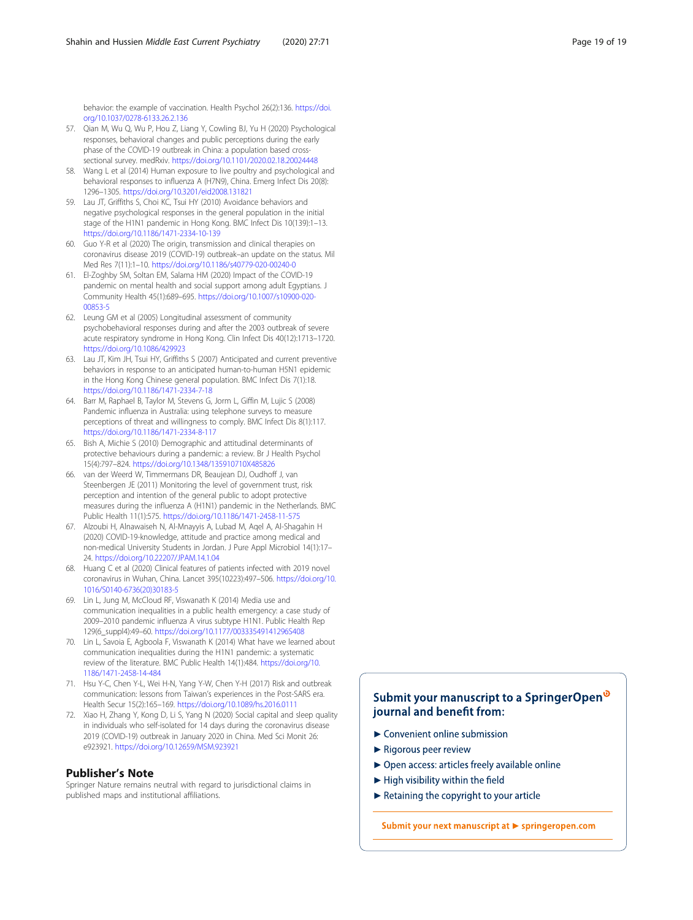behavior: the example of vaccination. Health Psychol 26(2):136. https://doi.org/10.1037/0278-6133.26.2.136

57. Qian M, Wu Q, Wu P, Hou Z, Liang Y, Cowling BJ, Yu H (2020) Psychological responses, behavioral changes and public perceptions during the early phase of the COVID-19 outbreak in China: a population based cross-sectional survey. medRxiv. https://doi.org/10.1101/2020.02.18.20024448
58. Wang L et al (2014) Human exposure to live poultry and psychological and behavioral responses to influenza A (H7N9), China. Emerg Infect Dis 20(8): 1296–1305. https://doi.org/10.3201/eid2008.131821
59. Lau JT, Griffiths S, Choi KC, Tsui HY (2010) Avoidance behaviors and negative psychological responses in the general population in the initial stage of the H1N1 pandemic in Hong Kong. BMC Infect Dis 10(139):1–13. https://doi.org/10.1186/1471-2334-10-139
60. Guo Y-R et al (2020) The origin, transmission and clinical therapies on coronavirus disease 2019 (COVID-19) outbreak–an update on the status. Mil Med Res 7(11):1–10. https://doi.org/10.1186/s40779-020-00240-0
61. El-Zoghby SM, Soltan EM, Salama HM (2020) Impact of the COVID-19 pandemic on mental health and social support among adult Egyptians. J Community Health 45(1):689–695. https://doi.org/10.1007/s10900-020-00853-5
62. Leung GM et al (2005) Longitudinal assessment of community psychobehavioral responses during and after the 2003 outbreak of severe acute respiratory syndrome in Hong Kong. Clin Infect Dis 40(12):1713–1720. https://doi.org/10.1086/429923
63. Lau JT, Kim JH, Tsui HY, Griffiths S (2007) Anticipated and current preventive behaviors in response to an anticipated human-to-human H5N1 epidemic in the Hong Kong Chinese general population. BMC Infect Dis 7(1):18. https://doi.org/10.1186/1471-2334-7-18
64. Barr M, Raphael B, Taylor M, Stevens G, Jorm L, Giffin M, Lujic S (2008) Pandemic influenza in Australia: using telephone surveys to measure perceptions of threat and willingness to comply. BMC Infect Dis 8(1):117. https://doi.org/10.1186/1471-2334-8-117
65. Bish A, Michie S (2010) Demographic and attitudinal determinants of protective behaviours during a pandemic: a review. Br J Health Psychol 15(4):797–824. https://doi.org/10.1348/135910710X485826
66. van der Weerd W, Timmermans DR, Beaujean DJ, Oudhoff J, van Steenbergen JE (2011) Monitoring the level of government trust, risk perception and intention of the general public to adopt protective measures during the influenza A (H1N1) pandemic in the Netherlands. BMC Public Health 11(1):575. https://doi.org/10.1186/1471-2458-11-575
67. Alzoubi H, Alnawaiseh N, Al-Mnayyis A, Lubad M, Aqel A, Al-Shagahin H (2020) COVID-19-knowledge, attitude and practice among medical and non-medical University Students in Jordan. J Pure Appl Microbiol 14(1):17–24. https://doi.org/10.22207/JPAM.14.1.04
68. Huang C et al (2020) Clinical features of patients infected with 2019 novel coronavirus in Wuhan, China. Lancet 395(10223):497–506. https://doi.org/10.1016/S0140-6736(20)30183-5
69. Lin L, Jung M, McCloud RF, Viswanath K (2014) Media use and communication inequalities in a public health emergency: a case study of 2009–2010 pandemic influenza A virus subtype H1N1. Public Health Rep 129(6_suppl4):49–60. https://doi.org/10.1177/00333549141296S408
70. Lin L, Savoia E, Agboola F, Viswanath K (2014) What have we learned about communication inequalities during the H1N1 pandemic: a systematic review of the literature. BMC Public Health 14(1):484. https://doi.org/10.1186/1471-2458-14-484
71. Hsu Y-C, Chen Y-L, Wei H-N, Yang Y-W, Chen Y-H (2017) Risk and outbreak communication: lessons from Taiwan's experiences in the Post-SARS era. Health Secur 15(2):165–169. https://doi.org/10.1089/hs.2016.0111
72. Xiao H, Zhang Y, Kong D, Li S, Yang N (2020) Social capital and sleep quality in individuals who self-isolated for 14 days during the coronavirus disease 2019 (COVID-19) outbreak in January 2020 in China. Med Sci Monit 26: e923921. https://doi.org/10.12659/MSM.923921

## Publisher's Note

Springer Nature remains neutral with regard to jurisdictional claims in published maps and institutional affiliations.

**Submit your manuscript to a SpringerOpen journal and benefit from:**

- Convenient online submission
- Rigorous peer review
- Open access: articles freely available online
- High visibility within the field
- Retaining the copyright to your article

**Submit your next manuscript at ▶ springeropen.com**